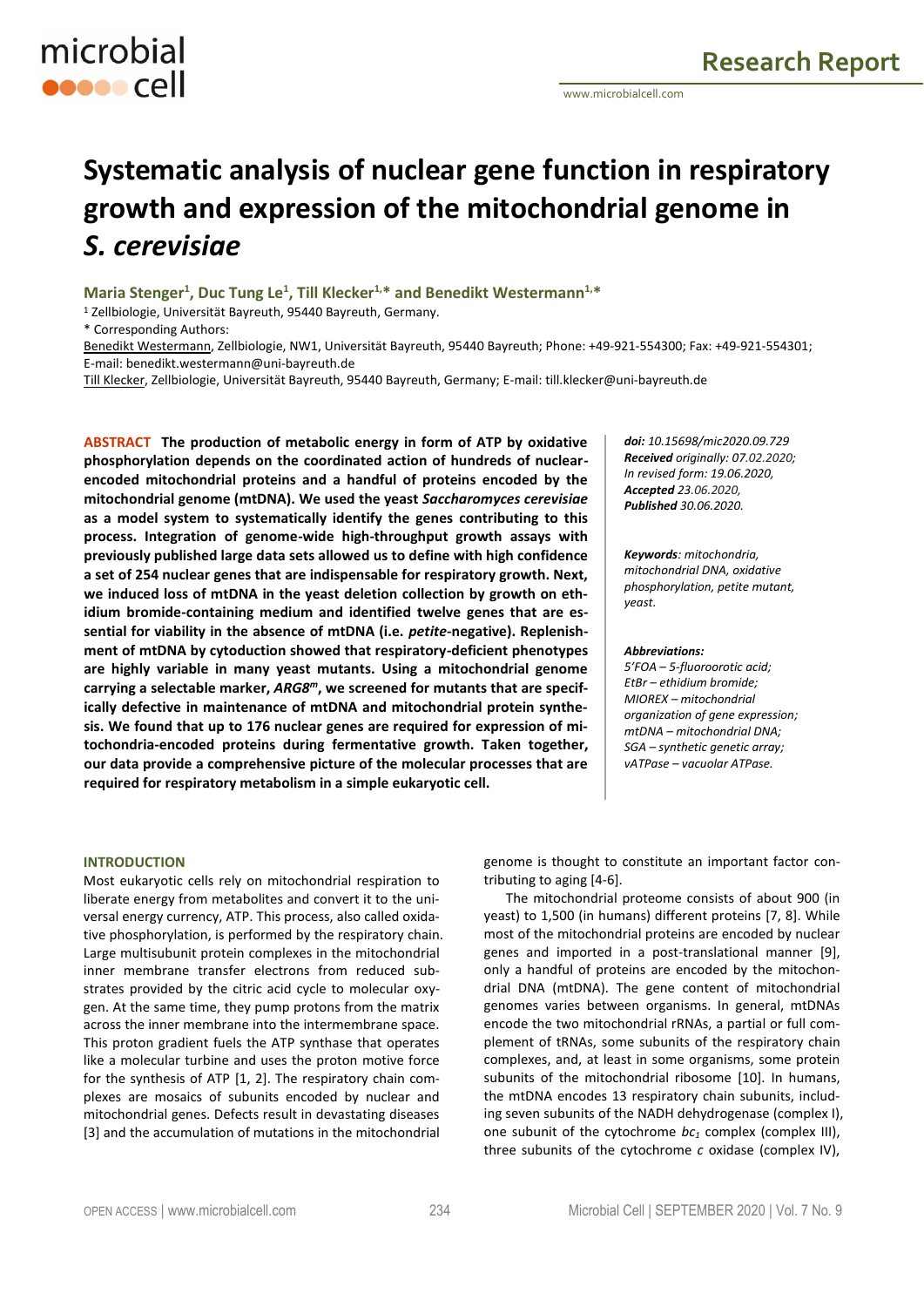# Systematic analysis of nuclear gene function in respiratory growth and expression of the mitochondrial genome in *S. cerevisiae*

**Maria Stenger[1], Duc Tung Le[1], Till Klecker[1,*] and Benedikt Westermann[1,*]**

[1] Zellbiologie, Universität Bayreuth, 95440 Bayreuth, Germany.

* Corresponding Authors:

Benedikt Westermann, Zellbiologie, NW1, Universität Bayreuth, 95440 Bayreuth; Phone: +49-921-554300; Fax: +49-921-554301; E-mail: benedikt.westermann@uni-bayreuth.de

Till Klecker, Zellbiologie, Universität Bayreuth, 95440 Bayreuth, Germany; E-mail: till.klecker@uni-bayreuth.de

**ABSTRACT** **The production of metabolic energy in form of ATP by oxidative phosphorylation depends on the coordinated action of hundreds of nuclear-encoded mitochondrial proteins and a handful of proteins encoded by the mitochondrial genome (mtDNA). We used the yeast *Saccharomyces cerevisiae* as a model system to systematically identify the genes contributing to this process. Integration of genome-wide high-throughput growth assays with previously published large data sets allowed us to define with high confidence a set of 254 nuclear genes that are indispensable for respiratory growth. Next, we induced loss of mtDNA in the yeast deletion collection by growth on ethidium bromide-containing medium and identified twelve genes that are essential for viability in the absence of mtDNA (i.e. *petite*-negative). Replenishment of mtDNA by cytoduction showed that respiratory-deficient phenotypes are highly variable in many yeast mutants. Using a mitochondrial genome carrying a selectable marker, *ARG8*$^{m}$, we screened for mutants that are specifically defective in maintenance of mtDNA and mitochondrial protein synthesis. We found that up to 176 nuclear genes are required for expression of mitochondria-encoded proteins during fermentative growth. Taken together, our data provide a comprehensive picture of the molecular processes that are required for respiratory metabolism in a simple eukaryotic cell.**

***doi:*** *10.15698/mic2020.09.729*
***Received*** *originally: 07.02.2020;*
*In revised form: 19.06.2020,*
***Accepted*** *23.06.2020,*
***Published*** *30.06.2020.*

***Keywords****: mitochondria, mitochondrial DNA, oxidative phosphorylation, petite mutant, yeast.*

***Abbreviations:***
*5'FOA – 5-fluoroorotic acid;*
*EtBr – ethidium bromide;*
*MIOREX – mitochondrial organization of gene expression;*
*mtDNA – mitochondrial DNA;*
*SGA – synthetic genetic array;*
*vATPase – vacuolar ATPase.*

## INTRODUCTION

Most eukaryotic cells rely on mitochondrial respiration to liberate energy from metabolites and convert it to the universal energy currency, ATP. This process, also called oxidative phosphorylation, is performed by the respiratory chain. Large multisubunit protein complexes in the mitochondrial inner membrane transfer electrons from reduced substrates provided by the citric acid cycle to molecular oxygen. At the same time, they pump protons from the matrix across the inner membrane into the intermembrane space. This proton gradient fuels the ATP synthase that operates like a molecular turbine and uses the proton motive force for the synthesis of ATP [1, 2]. The respiratory chain complexes are mosaics of subunits encoded by nuclear and mitochondrial genes. Defects result in devastating diseases [3] and the accumulation of mutations in the mitochondrial genome is thought to constitute an important factor contributing to aging [4-6].

The mitochondrial proteome consists of about 900 (in yeast) to 1,500 (in humans) different proteins [7, 8]. While most of the mitochondrial proteins are encoded by nuclear genes and imported in a post-translational manner [9], only a handful of proteins are encoded by the mitochondrial DNA (mtDNA). The gene content of mitochondrial genomes varies between organisms. In general, mtDNAs encode the two mitochondrial rRNAs, a partial or full complement of tRNAs, some subunits of the respiratory chain complexes, and, at least in some organisms, some protein subunits of the mitochondrial ribosome [10]. In humans, the mtDNA encodes 13 respiratory chain subunits, including seven subunits of the NADH dehydrogenase (complex I), one subunit of the cytochrome $bc_1$ complex (complex III), three subunits of the cytochrome *c* oxidase (complex IV),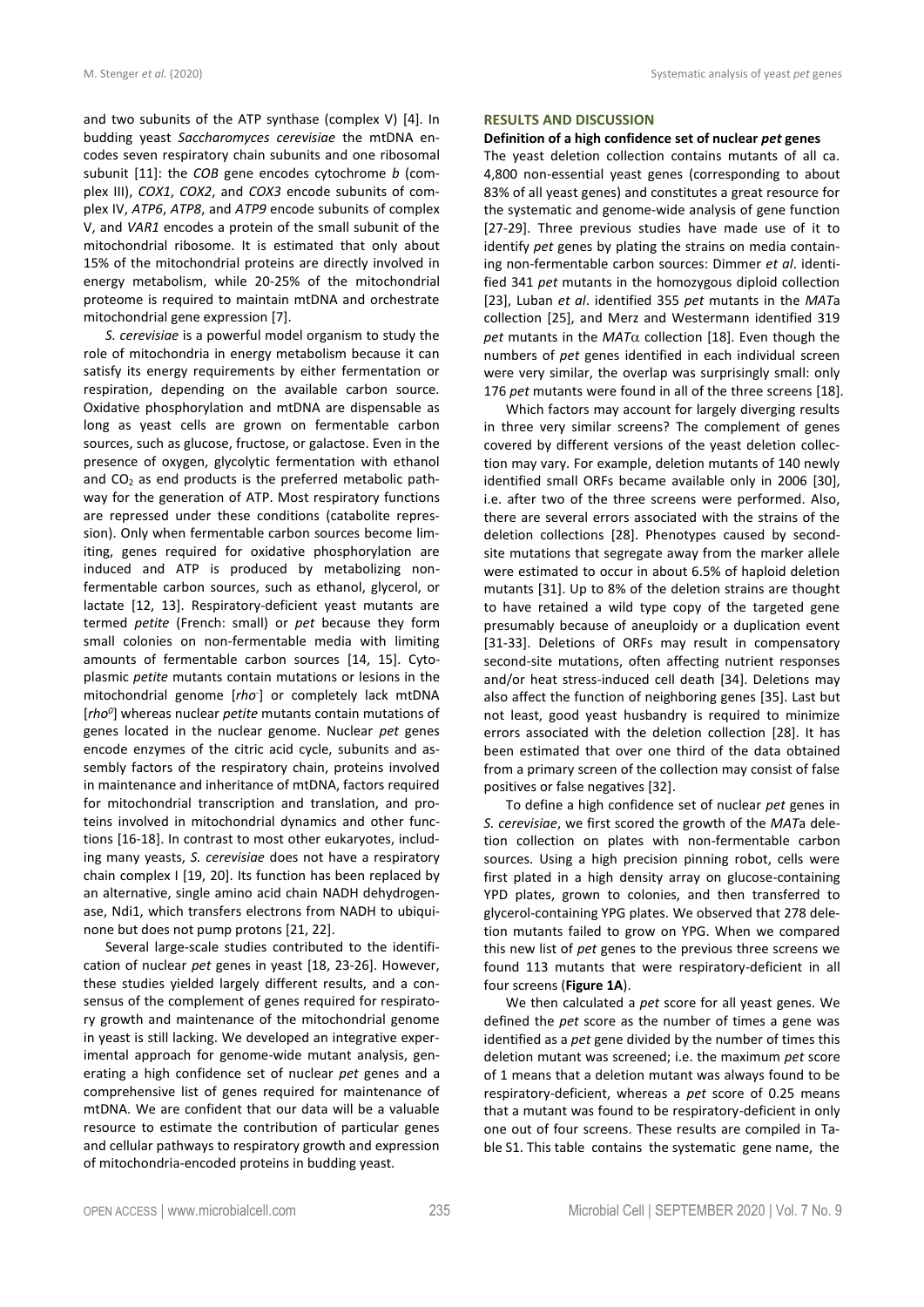and two subunits of the ATP synthase (complex V) [4]. In budding yeast *Saccharomyces cerevisiae* the mtDNA encodes seven respiratory chain subunits and one ribosomal subunit [11]: the *COB* gene encodes cytochrome *b* (complex III), *COX1*, *COX2*, and *COX3* encode subunits of complex IV, *ATP6*, *ATP8*, and *ATP9* encode subunits of complex V, and *VAR1* encodes a protein of the small subunit of the mitochondrial ribosome. It is estimated that only about 15% of the mitochondrial proteins are directly involved in energy metabolism, while 20-25% of the mitochondrial proteome is required to maintain mtDNA and orchestrate mitochondrial gene expression [7].

*S. cerevisiae* is a powerful model organism to study the role of mitochondria in energy metabolism because it can satisfy its energy requirements by either fermentation or respiration, depending on the available carbon source. Oxidative phosphorylation and mtDNA are dispensable as long as yeast cells are grown on fermentable carbon sources, such as glucose, fructose, or galactose. Even in the presence of oxygen, glycolytic fermentation with ethanol and $CO_2$ as end products is the preferred metabolic pathway for the generation of ATP. Most respiratory functions are repressed under these conditions (catabolite repression). Only when fermentable carbon sources become limiting, genes required for oxidative phosphorylation are induced and ATP is produced by metabolizing non-fermentable carbon sources, such as ethanol, glycerol, or lactate [12, 13]. Respiratory-deficient yeast mutants are termed *petite* (French: small) or *pet* because they form small colonies on non-fermentable media with limiting amounts of fermentable carbon sources [14, 15]. Cytoplasmic *petite* mutants contain mutations or lesions in the mitochondrial genome [*rho*$^-$] or completely lack mtDNA [*rho*$^0$] whereas nuclear *petite* mutants contain mutations of genes located in the nuclear genome. Nuclear *pet* genes encode enzymes of the citric acid cycle, subunits and assembly factors of the respiratory chain, proteins involved in maintenance and inheritance of mtDNA, factors required for mitochondrial transcription and translation, and proteins involved in mitochondrial dynamics and other functions [16-18]. In contrast to most other eukaryotes, including many yeasts, *S. cerevisiae* does not have a respiratory chain complex I [19, 20]. Its function has been replaced by an alternative, single amino acid chain NADH dehydrogenase, Ndi1, which transfers electrons from NADH to ubiquinone but does not pump protons [21, 22].

Several large-scale studies contributed to the identification of nuclear *pet* genes in yeast [18, 23-26]. However, these studies yielded largely different results, and a consensus of the complement of genes required for respiratory growth and maintenance of the mitochondrial genome in yeast is still lacking. We developed an integrative experimental approach for genome-wide mutant analysis, generating a high confidence set of nuclear *pet* genes and a comprehensive list of genes required for maintenance of mtDNA. We are confident that our data will be a valuable resource to estimate the contribution of particular genes and cellular pathways to respiratory growth and expression of mitochondria-encoded proteins in budding yeast.

## RESULTS AND DISCUSSION

### Definition of a high confidence set of nuclear *pet* genes

The yeast deletion collection contains mutants of all ca. 4,800 non-essential yeast genes (corresponding to about 83% of all yeast genes) and constitutes a great resource for the systematic and genome-wide analysis of gene function [27-29]. Three previous studies have made use of it to identify *pet* genes by plating the strains on media containing non-fermentable carbon sources: Dimmer *et al*. identified 341 *pet* mutants in the homozygous diploid collection [23], Luban *et al*. identified 355 *pet* mutants in the *MAT*a collection [25], and Merz and Westermann identified 319 *pet* mutants in the *MAT*α collection [18]. Even though the numbers of *pet* genes identified in each individual screen were very similar, the overlap was surprisingly small: only 176 *pet* mutants were found in all of the three screens [18].

Which factors may account for largely diverging results in three very similar screens? The complement of genes covered by different versions of the yeast deletion collection may vary. For example, deletion mutants of 140 newly identified small ORFs became available only in 2006 [30], i.e. after two of the three screens were performed. Also, there are several errors associated with the strains of the deletion collections [28]. Phenotypes caused by second-site mutations that segregate away from the marker allele were estimated to occur in about 6.5% of haploid deletion mutants [31]. Up to 8% of the deletion strains are thought to have retained a wild type copy of the targeted gene presumably because of aneuploidy or a duplication event [31-33]. Deletions of ORFs may result in compensatory second-site mutations, often affecting nutrient responses and/or heat stress-induced cell death [34]. Deletions may also affect the function of neighboring genes [35]. Last but not least, good yeast husbandry is required to minimize errors associated with the deletion collection [28]. It has been estimated that over one third of the data obtained from a primary screen of the collection may consist of false positives or false negatives [32].

To define a high confidence set of nuclear *pet* genes in *S. cerevisiae*, we first scored the growth of the *MAT*a deletion collection on plates with non-fermentable carbon sources. Using a high precision pinning robot, cells were first plated in a high density array on glucose-containing YPD plates, grown to colonies, and then transferred to glycerol-containing YPG plates. We observed that 278 deletion mutants failed to grow on YPG. When we compared this new list of *pet* genes to the previous three screens we found 113 mutants that were respiratory-deficient in all four screens (**Figure 1A**).

We then calculated a *pet* score for all yeast genes. We defined the *pet* score as the number of times a gene was identified as a *pet* gene divided by the number of times this deletion mutant was screened; i.e. the maximum *pet* score of 1 means that a deletion mutant was always found to be respiratory-deficient, whereas a *pet* score of 0.25 means that a mutant was found to be respiratory-deficient in only one out of four screens. These results are compiled in Table S1. This table contains the systematic gene name, the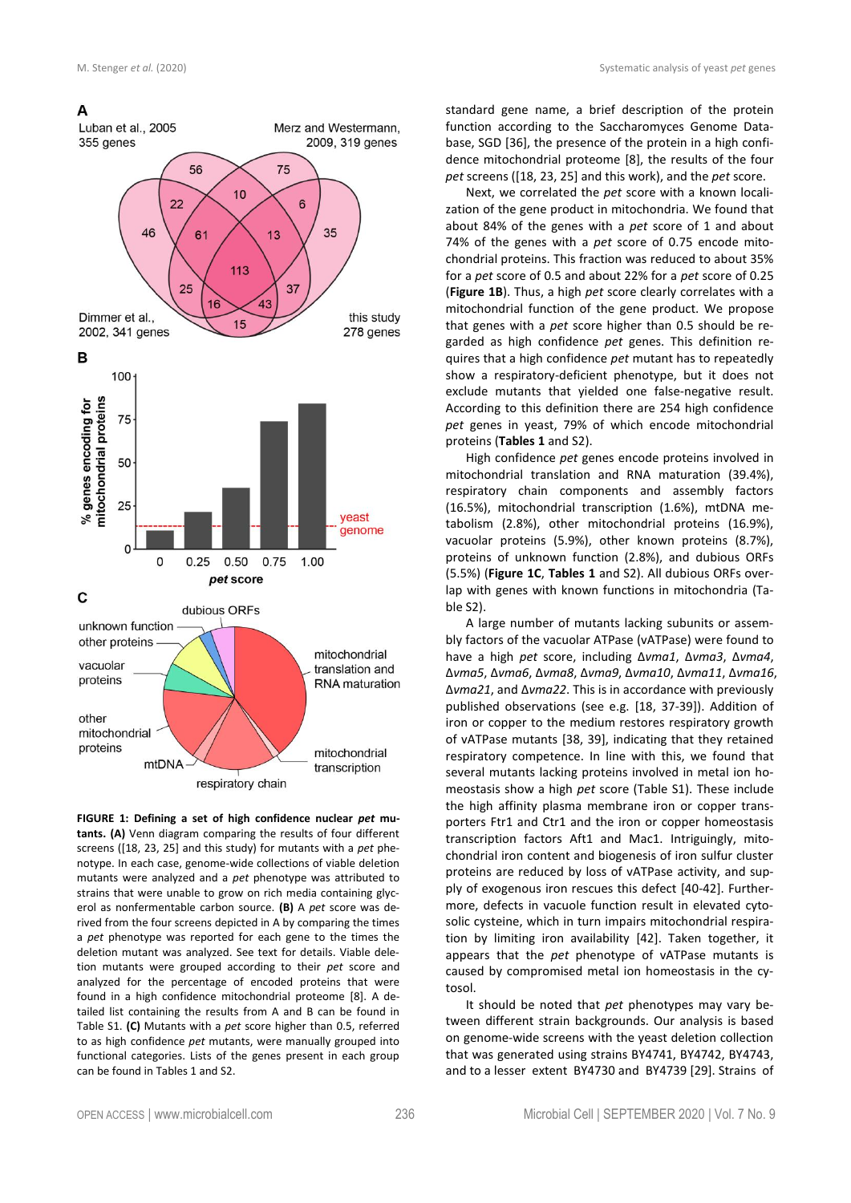**FIGURE 1: Defining a set of high confidence nuclear *pet* mutants. (A)** Venn diagram comparing the results of four different screens ([18, 23, 25] and this study) for mutants with a *pet* phenotype. In each case, genome-wide collections of viable deletion mutants were analyzed and a *pet* phenotype was attributed to strains that were unable to grow on rich media containing glycerol as nonfermentable carbon source. **(B)** A *pet* score was derived from the four screens depicted in A by comparing the times a *pet* phenotype was reported for each gene to the times the deletion mutant was analyzed. See text for details. Viable deletion mutants were grouped according to their *pet* score and analyzed for the percentage of encoded proteins that were found in a high confidence mitochondrial proteome [8]. A detailed list containing the results from A and B can be found in Table S1. **(C)** Mutants with a *pet* score higher than 0.5, referred to as high confidence *pet* mutants, were manually grouped into functional categories. Lists of the genes present in each group can be found in Tables 1 and S2.

standard gene name, a brief description of the protein function according to the Saccharomyces Genome Database, SGD [36], the presence of the protein in a high confidence mitochondrial proteome [8], the results of the four *pet* screens ([18, 23, 25] and this work), and the *pet* score.

Next, we correlated the *pet* score with a known localization of the gene product in mitochondria. We found that about 84% of the genes with a *pet* score of 1 and about 74% of the genes with a *pet* score of 0.75 encode mitochondrial proteins. This fraction was reduced to about 35% for a *pet* score of 0.5 and about 22% for a *pet* score of 0.25 (**Figure 1B**). Thus, a high *pet* score clearly correlates with a mitochondrial function of the gene product. We propose that genes with a *pet* score higher than 0.5 should be regarded as high confidence *pet* genes. This definition requires that a high confidence *pet* mutant has to repeatedly show a respiratory-deficient phenotype, but it does not exclude mutants that yielded one false-negative result. According to this definition there are 254 high confidence *pet* genes in yeast, 79% of which encode mitochondrial proteins (**Tables 1** and S2).

High confidence *pet* genes encode proteins involved in mitochondrial translation and RNA maturation (39.4%), respiratory chain components and assembly factors (16.5%), mitochondrial transcription (1.6%), mtDNA metabolism (2.8%), other mitochondrial proteins (16.9%), vacuolar proteins (5.9%), other known proteins (8.7%), proteins of unknown function (2.8%), and dubious ORFs (5.5%) (**Figure 1C**, **Tables 1** and S2). All dubious ORFs overlap with genes with known functions in mitochondria (Table S2).

A large number of mutants lacking subunits or assembly factors of the vacuolar ATPase (vATPase) were found to have a high *pet* score, including *Δvma1*, *Δvma3*, *Δvma4*, *Δvma5*, *Δvma6*, *Δvma8*, *Δvma9*, *Δvma10*, *Δvma11*, *Δvma16*, *Δvma21*, and *Δvma22*. This is in accordance with previously published observations (see e.g. [18, 37-39]). Addition of iron or copper to the medium restores respiratory growth of vATPase mutants [38, 39], indicating that they retained respiratory competence. In line with this, we found that several mutants lacking proteins involved in metal ion homeostasis show a high *pet* score (Table S1). These include the high affinity plasma membrane iron or copper transporters Ftr1 and Ctr1 and the iron or copper homeostasis transcription factors Aft1 and Mac1. Intriguingly, mitochondrial iron content and biogenesis of iron sulfur cluster proteins are reduced by loss of vATPase activity, and supply of exogenous iron rescues this defect [40-42]. Furthermore, defects in vacuole function result in elevated cytosolic cysteine, which in turn impairs mitochondrial respiration by limiting iron availability [42]. Taken together, it appears that the *pet* phenotype of vATPase mutants is caused by compromised metal ion homeostasis in the cytosol.

It should be noted that *pet* phenotypes may vary between different strain backgrounds. Our analysis is based on genome-wide screens with the yeast deletion collection that was generated using strains BY4741, BY4742, BY4743, and to a lesser extent BY4730 and BY4739 [29]. Strains of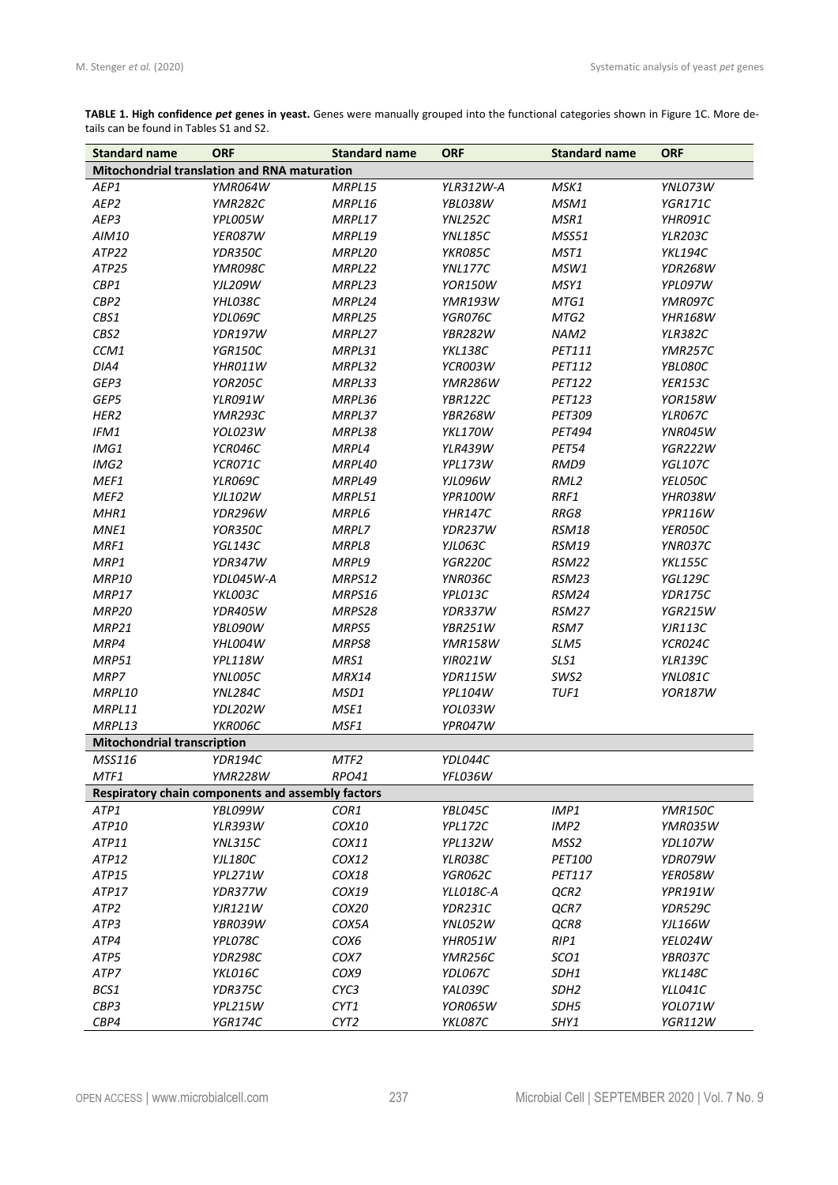**TABLE 1. High confidence *pet* genes in yeast.** Genes were manually grouped into the functional categories shown in Figure 1C. More details can be found in Tables S1 and S2.

| Standard name | ORF | Standard name | ORF | Standard name | ORF |
|---|---|---|---|---|---|
| **Mitochondrial translation and RNA maturation** | | | | | |
| *AEP1* | *YMR064W* | *MRPL15* | *YLR312W-A* | *MSK1* | *YNL073W* |
| *AEP2* | *YMR282C* | *MRPL16* | *YBL038W* | *MSM1* | *YGR171C* |
| *AEP3* | *YPL005W* | *MRPL17* | *YNL252C* | *MSR1* | *YHR091C* |
| *AIM10* | *YER087W* | *MRPL19* | *YNL185C* | *MSS51* | *YLR203C* |
| *ATP22* | *YDR350C* | *MRPL20* | *YKR085C* | *MST1* | *YKL194C* |
| *ATP25* | *YMR098C* | *MRPL22* | *YNL177C* | *MSW1* | *YDR268W* |
| *CBP1* | *YJL209W* | *MRPL23* | *YOR150W* | *MSY1* | *YPL097W* |
| *CBP2* | *YHL038C* | *MRPL24* | *YMR193W* | *MTG1* | *YMR097C* |
| *CBS1* | *YDL069C* | *MRPL25* | *YGR076C* | *MTG2* | *YHR168W* |
| *CBS2* | *YDR197W* | *MRPL27* | *YBR282W* | *NAM2* | *YLR382C* |
| *CCM1* | *YGR150C* | *MRPL31* | *YKL138C* | *PET111* | *YMR257C* |
| *DIA4* | *YHR011W* | *MRPL32* | *YCR003W* | *PET112* | *YBL080C* |
| *GEP3* | *YOR205C* | *MRPL33* | *YMR286W* | *PET122* | *YER153C* |
| *GEP5* | *YLR091W* | *MRPL36* | *YBR122C* | *PET123* | *YOR158W* |
| *HER2* | *YMR293C* | *MRPL37* | *YBR268W* | *PET309* | *YLR067C* |
| *IFM1* | *YOL023W* | *MRPL38* | *YKL170W* | *PET494* | *YNR045W* |
| *IMG1* | *YCR046C* | *MRPL4* | *YLR439W* | *PET54* | *YGR222W* |
| *IMG2* | *YCR071C* | *MRPL40* | *YPL173W* | *RMD9* | *YGL107C* |
| *MEF1* | *YLR069C* | *MRPL49* | *YJL096W* | *RML2* | *YEL050C* |
| *MEF2* | *YJL102W* | *MRPL51* | *YPR100W* | *RRF1* | *YHR038W* |
| *MHR1* | *YDR296W* | *MRPL6* | *YHR147C* | *RRG8* | *YPR116W* |
| *MNE1* | *YOR350C* | *MRPL7* | *YDR237W* | *RSM18* | *YER050C* |
| *MRF1* | *YGL143C* | *MRPL8* | *YJL063C* | *RSM19* | *YNR037C* |
| *MRP1* | *YDR347W* | *MRPL9* | *YGR220C* | *RSM22* | *YKL155C* |
| *MRP10* | *YDL045W-A* | *MRPS12* | *YNR036C* | *RSM23* | *YGL129C* |
| *MRP17* | *YKL003C* | *MRPS16* | *YPL013C* | *RSM24* | *YDR175C* |
| *MRP20* | *YDR405W* | *MRPS28* | *YDR337W* | *RSM27* | *YGR215W* |
| *MRP21* | *YBL090W* | *MRPS5* | *YBR251W* | *RSM7* | *YJR113C* |
| *MRP4* | *YHL004W* | *MRPS8* | *YMR158W* | *SLM5* | *YCR024C* |
| *MRP51* | *YPL118W* | *MRS1* | *YIR021W* | *SLS1* | *YLR139C* |
| *MRP7* | *YNL005C* | *MRX14* | *YDR115W* | *SWS2* | *YNL081C* |
| *MRPL10* | *YNL284C* | *MSD1* | *YPL104W* | *TUF1* | *YOR187W* |
| *MRPL11* | *YDL202W* | *MSE1* | *YOL033W* | | |
| *MRPL13* | *YKR006C* | *MSF1* | *YPR047W* | | |
| **Mitochondrial transcription** | | | | | |
| *MSS116* | *YDR194C* | *MTF2* | *YDL044C* | | |
| *MTF1* | *YMR228W* | *RPO41* | *YFL036W* | | |
| **Respiratory chain components and assembly factors** | | | | | |
| *ATP1* | *YBL099W* | *COR1* | *YBL045C* | *IMP1* | *YMR150C* |
| *ATP10* | *YLR393W* | *COX10* | *YPL172C* | *IMP2* | *YMR035W* |
| *ATP11* | *YNL315C* | *COX11* | *YPL132W* | *MSS2* | *YDL107W* |
| *ATP12* | *YJL180C* | *COX12* | *YLR038C* | *PET100* | *YDR079W* |
| *ATP15* | *YPL271W* | *COX18* | *YGR062C* | *PET117* | *YER058W* |
| *ATP17* | *YDR377W* | *COX19* | *YLL018C-A* | *QCR2* | *YPR191W* |
| *ATP2* | *YJR121W* | *COX20* | *YDR231C* | *QCR7* | *YDR529C* |
| *ATP3* | *YBR039W* | *COX5A* | *YNL052W* | *QCR8* | *YJL166W* |
| *ATP4* | *YPL078C* | *COX6* | *YHR051W* | *RIP1* | *YEL024W* |
| *ATP5* | *YDR298C* | *COX7* | *YMR256C* | *SCO1* | *YBR037C* |
| *ATP7* | *YKL016C* | *COX9* | *YDL067C* | *SDH1* | *YKL148C* |
| *BCS1* | *YDR375C* | *CYC3* | *YAL039C* | *SDH2* | *YLL041C* |
| *CBP3* | *YPL215W* | *CYT1* | *YOR065W* | *SDH5* | *YOL071W* |
| *CBP4* | *YGR174C* | *CYT2* | *YKL087C* | *SHY1* | *YGR112W* |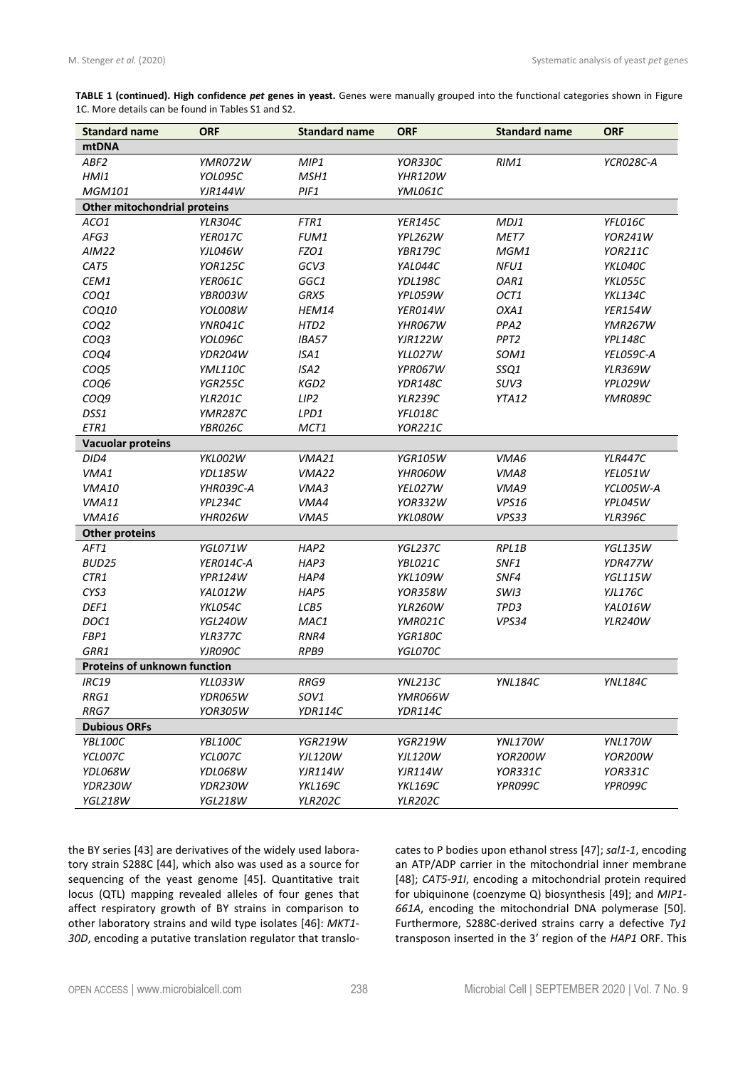**TABLE 1 (continued). High confidence *pet* genes in yeast.** Genes were manually grouped into the functional categories shown in Figure 1C. More details can be found in Tables S1 and S2.

| Standard name | ORF | Standard name | ORF | Standard name | ORF |
|---|---|---|---|---|---|
| **mtDNA** | | | | | |
| *ABF2* | *YMR072W* | *MIP1* | *YOR330C* | *RIM1* | *YCR028C-A* |
| *HMI1* | *YOL095C* | *MSH1* | *YHR120W* | | |
| *MGM101* | *YJR144W* | *PIF1* | *YML061C* | | |
| **Other mitochondrial proteins** | | | | | |
| *ACO1* | *YLR304C* | *FTR1* | *YER145C* | *MDJ1* | *YFL016C* |
| *AFG3* | *YER017C* | *FUM1* | *YPL262W* | *MET7* | *YOR241W* |
| *AIM22* | *YJL046W* | *FZO1* | *YBR179C* | *MGM1* | *YOR211C* |
| *CAT5* | *YOR125C* | *GCV3* | *YAL044C* | *NFU1* | *YKL040C* |
| *CEM1* | *YER061C* | *GGC1* | *YDL198C* | *OAR1* | *YKL055C* |
| *COQ1* | *YBR003W* | *GRX5* | *YPL059W* | *OCT1* | *YKL134C* |
| *COQ10* | *YOL008W* | *HEM14* | *YER014W* | *OXA1* | *YER154W* |
| *COQ2* | *YNR041C* | *HTD2* | *YHR067W* | *PPA2* | *YMR267W* |
| *COQ3* | *YOL096C* | *IBA57* | *YJR122W* | *PPT2* | *YPL148C* |
| *COQ4* | *YDR204W* | *ISA1* | *YLL027W* | *SOM1* | *YEL059C-A* |
| *COQ5* | *YML110C* | *ISA2* | *YPR067W* | *SSQ1* | *YLR369W* |
| *COQ6* | *YGR255C* | *KGD2* | *YDR148C* | *SUV3* | *YPL029W* |
| *COQ9* | *YLR201C* | *LIP2* | *YLR239C* | *YTA12* | *YMR089C* |
| *DSS1* | *YMR287C* | *LPD1* | *YFL018C* | | |
| *ETR1* | *YBR026C* | *MCT1* | *YOR221C* | | |
| **Vacuolar proteins** | | | | | |
| *DID4* | *YKL002W* | *VMA21* | *YGR105W* | *VMA6* | *YLR447C* |
| *VMA1* | *YDL185W* | *VMA22* | *YHR060W* | *VMA8* | *YEL051W* |
| *VMA10* | *YHR039C-A* | *VMA3* | *YEL027W* | *VMA9* | *YCL005W-A* |
| *VMA11* | *YPL234C* | *VMA4* | *YOR332W* | *VPS16* | *YPL045W* |
| *VMA16* | *YHR026W* | *VMA5* | *YKL080W* | *VPS33* | *YLR396C* |
| **Other proteins** | | | | | |
| *AFT1* | *YGL071W* | *HAP2* | *YGL237C* | *RPL1B* | *YGL135W* |
| *BUD25* | *YER014C-A* | *HAP3* | *YBL021C* | *SNF1* | *YDR477W* |
| *CTR1* | *YPR124W* | *HAP4* | *YKL109W* | *SNF4* | *YGL115W* |
| *CYS3* | *YAL012W* | *HAP5* | *YOR358W* | *SWI3* | *YJL176C* |
| *DEF1* | *YKL054C* | *LCB5* | *YLR260W* | *TPD3* | *YAL016W* |
| *DOC1* | *YGL240W* | *MAC1* | *YMR021C* | *VPS34* | *YLR240W* |
| *FBP1* | *YLR377C* | *RNR4* | *YGR180C* | | |
| *GRR1* | *YJR090C* | *RPB9* | *YGL070C* | | |
| **Proteins of unknown function** | | | | | |
| *IRC19* | *YLL033W* | *RRG9* | *YNL213C* | *YNL184C* | *YNL184C* |
| *RRG1* | *YDR065W* | *SOV1* | *YMR066W* | | |
| *RRG7* | *YOR305W* | *YDR114C* | *YDR114C* | | |
| **Dubious ORFs** | | | | | |
| *YBL100C* | *YBL100C* | *YGR219W* | *YGR219W* | *YNL170W* | *YNL170W* |
| *YCL007C* | *YCL007C* | *YJL120W* | *YJL120W* | *YOR200W* | *YOR200W* |
| *YDL068W* | *YDL068W* | *YJR114W* | *YJR114W* | *YOR331C* | *YOR331C* |
| *YDR230W* | *YDR230W* | *YKL169C* | *YKL169C* | *YPR099C* | *YPR099C* |
| *YGL218W* | *YGL218W* | *YLR202C* | *YLR202C* | | |

the BY series [43] are derivatives of the widely used laboratory strain S288C [44], which also was used as a source for sequencing of the yeast genome [45]. Quantitative trait locus (QTL) mapping revealed alleles of four genes that affect respiratory growth of BY strains in comparison to other laboratory strains and wild type isolates [46]: *MKT1-30D*, encoding a putative translation regulator that translocates to P bodies upon ethanol stress [47]; *sal1-1*, encoding an ATP/ADP carrier in the mitochondrial inner membrane [48]; *CAT5-91I*, encoding a mitochondrial protein required for ubiquinone (coenzyme Q) biosynthesis [49]; and *MIP1-661A*, encoding the mitochondrial DNA polymerase [50]. Furthermore, S288C-derived strains carry a defective *Ty1* transposon inserted in the 3' region of the *HAP1* ORF. This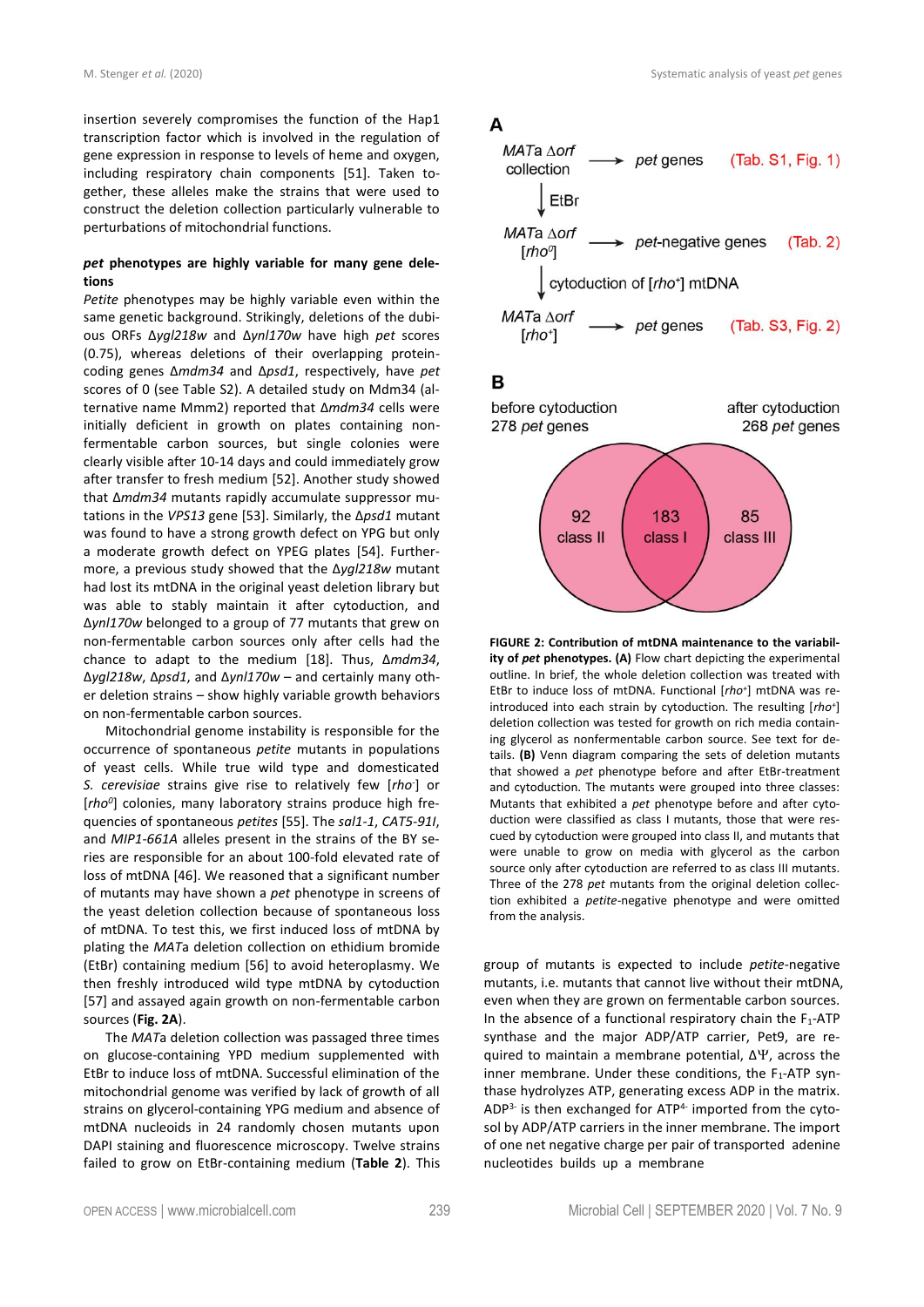insertion severely compromises the function of the Hap1 transcription factor which is involved in the regulation of gene expression in response to levels of heme and oxygen, including respiratory chain components [51]. Taken together, these alleles make the strains that were used to construct the deletion collection particularly vulnerable to perturbations of mitochondrial functions.

### *pet* phenotypes are highly variable for many gene deletions

*Petite* phenotypes may be highly variable even within the same genetic background. Strikingly, deletions of the dubious ORFs Δ*ygl218w* and Δ*ynl170w* have high *pet* scores (0.75), whereas deletions of their overlapping protein-coding genes Δ*mdm34* and Δ*psd1*, respectively, have *pet* scores of 0 (see Table S2). A detailed study on Mdm34 (alternative name Mmm2) reported that Δ*mdm34* cells were initially deficient in growth on plates containing non-fermentable carbon sources, but single colonies were clearly visible after 10-14 days and could immediately grow after transfer to fresh medium [52]. Another study showed that Δ*mdm34* mutants rapidly accumulate suppressor mutations in the *VPS13* gene [53]. Similarly, the Δ*psd1* mutant was found to have a strong growth defect on YPG but only a moderate growth defect on YPEG plates [54]. Furthermore, a previous study showed that the Δ*ygl218w* mutant had lost its mtDNA in the original yeast deletion library but was able to stably maintain it after cytoduction, and Δ*ynl170w* belonged to a group of 77 mutants that grew on non-fermentable carbon sources only after cells had the chance to adapt to the medium [18]. Thus, Δ*mdm34*, Δ*ygl218w*, Δ*psd1*, and Δ*ynl170w* – and certainly many other deletion strains – show highly variable growth behaviors on non-fermentable carbon sources.

Mitochondrial genome instability is responsible for the occurrence of spontaneous *petite* mutants in populations of yeast cells. While true wild type and domesticated *S. cerevisiae* strains give rise to relatively few [*rho*$^-$] or [*rho*$^0$] colonies, many laboratory strains produce high frequencies of spontaneous *petites* [55]. The *sal1-1*, *CAT5-91I*, and *MIP1-661A* alleles present in the strains of the BY series are responsible for an about 100-fold elevated rate of loss of mtDNA [46]. We reasoned that a significant number of mutants may have shown a *pet* phenotype in screens of the yeast deletion collection because of spontaneous loss of mtDNA. To test this, we first induced loss of mtDNA by plating the *MAT*a deletion collection on ethidium bromide (EtBr) containing medium [56] to avoid heteroplasmy. We then freshly introduced wild type mtDNA by cytoduction [57] and assayed again growth on non-fermentable carbon sources (**Fig. 2A**).

The *MAT*a deletion collection was passaged three times on glucose-containing YPD medium supplemented with EtBr to induce loss of mtDNA. Successful elimination of the mitochondrial genome was verified by lack of growth of all strains on glycerol-containing YPG medium and absence of mtDNA nucleoids in 24 randomly chosen mutants upon DAPI staining and fluorescence microscopy. Twelve strains failed to grow on EtBr-containing medium (**Table 2**). This group of mutants is expected to include *petite*-negative mutants, i.e. mutants that cannot live without their mtDNA, even when they are grown on fermentable carbon sources. In the absence of a functional respiratory chain the $F_1$-ATP synthase and the major ADP/ATP carrier, Pet9, are required to maintain a membrane potential, ΔΨ, across the inner membrane. Under these conditions, the $F_1$-ATP synthase hydrolyzes ATP, generating excess ADP in the matrix. $ADP^{3-}$ is then exchanged for $ATP^{4-}$ imported from the cytosol by ADP/ATP carriers in the inner membrane. The import of one net negative charge per pair of transported adenine nucleotides builds up a membrane

**FIGURE 2: Contribution of mtDNA maintenance to the variability of *pet* phenotypes. (A)** Flow chart depicting the experimental outline. In brief, the whole deletion collection was treated with EtBr to induce loss of mtDNA. Functional [*rho*$^+$] mtDNA was reintroduced into each strain by cytoduction. The resulting [*rho*$^+$] deletion collection was tested for growth on rich media containing glycerol as nonfermentable carbon source. See text for details. **(B)** Venn diagram comparing the sets of deletion mutants that showed a *pet* phenotype before and after EtBr-treatment and cytoduction. The mutants were grouped into three classes: Mutants that exhibited a *pet* phenotype before and after cytoduction were classified as class I mutants, those that were rescued by cytoduction were grouped into class II, and mutants that were unable to grow on media with glycerol as the carbon source only after cytoduction are referred to as class III mutants. Three of the 278 *pet* mutants from the original deletion collection exhibited a *petite*-negative phenotype and were omitted from the analysis.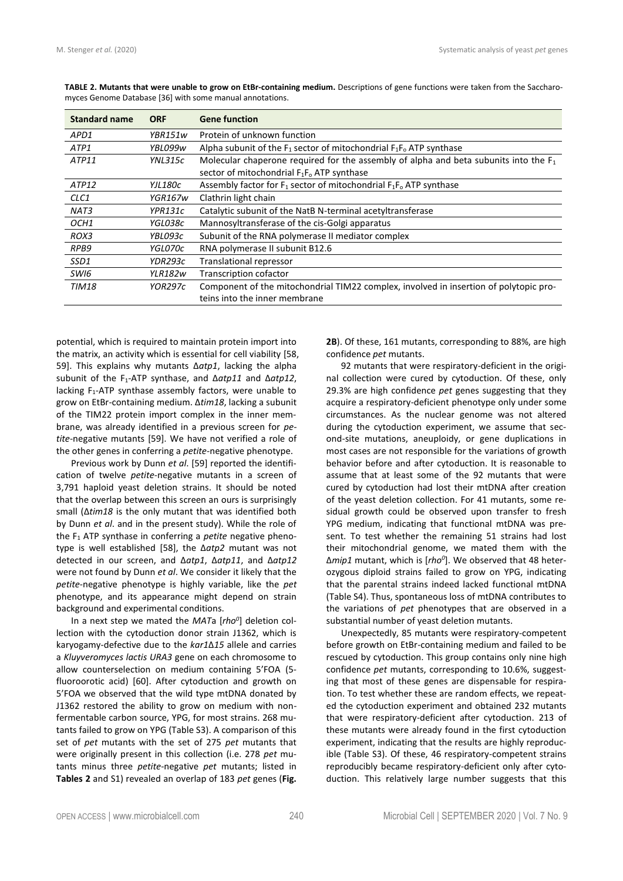**TABLE 2. Mutants that were unable to grow on EtBr-containing medium.** Descriptions of gene functions were taken from the Saccharomyces Genome Database [36] with some manual annotations.

| Standard name | ORF | Gene function |
|---|---|---|
| *APD1* | *YBR151w* | Protein of unknown function |
| *ATP1* | *YBL099w* | Alpha subunit of the $F_1$ sector of mitochondrial $F_1F_o$ ATP synthase |
| *ATP11* | *YNL315c* | Molecular chaperone required for the assembly of alpha and beta subunits into the $F_1$ sector of mitochondrial $F_1F_o$ ATP synthase |
| *ATP12* | *YJL180c* | Assembly factor for $F_1$ sector of mitochondrial $F_1F_o$ ATP synthase |
| *CLC1* | *YGR167w* | Clathrin light chain |
| *NAT3* | *YPR131c* | Catalytic subunit of the NatB N-terminal acetyltransferase |
| *OCH1* | *YGL038c* | Mannosyltransferase of the cis-Golgi apparatus |
| *ROX3* | *YBL093c* | Subunit of the RNA polymerase II mediator complex |
| *RPB9* | *YGL070c* | RNA polymerase II subunit B12.6 |
| *SSD1* | *YDR293c* | Translational repressor |
| *SWI6* | *YLR182w* | Transcription cofactor |
| *TIM18* | *YOR297c* | Component of the mitochondrial TIM22 complex, involved in insertion of polytopic proteins into the inner membrane |

potential, which is required to maintain protein import into the matrix, an activity which is essential for cell viability [58, 59]. This explains why mutants Δ*atp1*, lacking the alpha subunit of the $F_1$-ATP synthase, and Δ*atp11* and Δ*atp12*, lacking $F_1$-ATP synthase assembly factors, were unable to grow on EtBr-containing medium. Δ*tim18*, lacking a subunit of the TIM22 protein import complex in the inner membrane, was already identified in a previous screen for *petite*-negative mutants [59]. We have not verified a role of the other genes in conferring a *petite*-negative phenotype.

Previous work by Dunn *et al*. [59] reported the identification of twelve *petite*-negative mutants in a screen of 3,791 haploid yeast deletion strains. It should be noted that the overlap between this screen an ours is surprisingly small (Δ*tim18* is the only mutant that was identified both by Dunn *et al*. and in the present study). While the role of the $F_1$ ATP synthase in conferring a *petite* negative phenotype is well established [58], the Δ*atp2* mutant was not detected in our screen, and Δ*atp1*, Δ*atp11*, and Δ*atp12* were not found by Dunn *et al*. We consider it likely that the *petite*-negative phenotype is highly variable, like the *pet* phenotype, and its appearance might depend on strain background and experimental conditions.

In a next step we mated the *MAT*a [*rho*$^0$] deletion collection with the cytoduction donor strain J1362, which is karyogamy-defective due to the *kar1Δ15* allele and carries a *Kluyveromyces lactis URA3* gene on each chromosome to allow counterselection on medium containing 5'FOA (5-fluoroorotic acid) [60]. After cytoduction and growth on 5'FOA we observed that the wild type mtDNA donated by J1362 restored the ability to grow on medium with non-fermentable carbon source, YPG, for most strains. 268 mutants failed to grow on YPG (Table S3). A comparison of this set of *pet* mutants with the set of 275 *pet* mutants that were originally present in this collection (i.e. 278 *pet* mutants minus three *petite*-negative *pet* mutants; listed in **Tables 2** and S1) revealed an overlap of 183 *pet* genes (**Fig. 2B**). Of these, 161 mutants, corresponding to 88%, are high confidence *pet* mutants.

92 mutants that were respiratory-deficient in the original collection were cured by cytoduction. Of these, only 29.3% are high confidence *pet* genes suggesting that they acquire a respiratory-deficient phenotype only under some circumstances. As the nuclear genome was not altered during the cytoduction experiment, we assume that second-site mutations, aneuploidy, or gene duplications in most cases are not responsible for the variations of growth behavior before and after cytoduction. It is reasonable to assume that at least some of the 92 mutants that were cured by cytoduction had lost their mtDNA after creation of the yeast deletion collection. For 41 mutants, some residual growth could be observed upon transfer to fresh YPG medium, indicating that functional mtDNA was present. To test whether the remaining 51 strains had lost their mitochondrial genome, we mated them with the Δ*mip1* mutant, which is [*rho*$^0$]. We observed that 48 heterozygous diploid strains failed to grow on YPG, indicating that the parental strains indeed lacked functional mtDNA (Table S4). Thus, spontaneous loss of mtDNA contributes to the variations of *pet* phenotypes that are observed in a substantial number of yeast deletion mutants.

Unexpectedly, 85 mutants were respiratory-competent before growth on EtBr-containing medium and failed to be rescued by cytoduction. This group contains only nine high confidence *pet* mutants, corresponding to 10.6%, suggesting that most of these genes are dispensable for respiration. To test whether these are random effects, we repeated the cytoduction experiment and obtained 232 mutants that were respiratory-deficient after cytoduction. 213 of these mutants were already found in the first cytoduction experiment, indicating that the results are highly reproducible (Table S3). Of these, 46 respiratory-competent strains reproducibly became respiratory-deficient only after cytoduction. This relatively large number suggests that this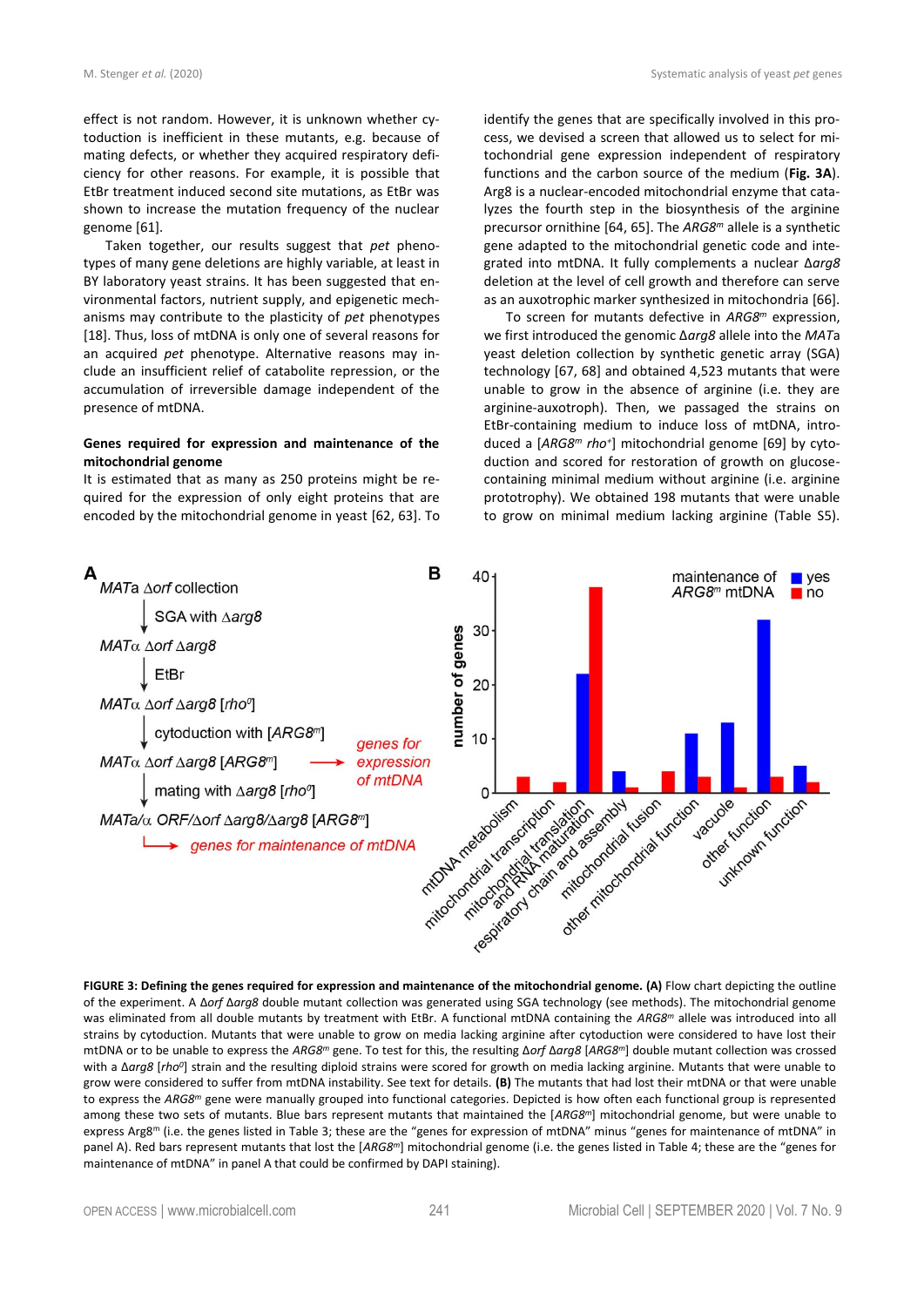effect is not random. However, it is unknown whether cytoduction is inefficient in these mutants, e.g. because of mating defects, or whether they acquired respiratory deficiency for other reasons. For example, it is possible that EtBr treatment induced second site mutations, as EtBr was shown to increase the mutation frequency of the nuclear genome [61].

Taken together, our results suggest that *pet* phenotypes of many gene deletions are highly variable, at least in BY laboratory yeast strains. It has been suggested that environmental factors, nutrient supply, and epigenetic mechanisms may contribute to the plasticity of *pet* phenotypes [18]. Thus, loss of mtDNA is only one of several reasons for an acquired *pet* phenotype. Alternative reasons may include an insufficient relief of catabolite repression, or the accumulation of irreversible damage independent of the presence of mtDNA.

**Genes required for expression and maintenance of the mitochondrial genome**

It is estimated that as many as 250 proteins might be required for the expression of only eight proteins that are encoded by the mitochondrial genome in yeast [62, 63]. To identify the genes that are specifically involved in this process, we devised a screen that allowed us to select for mitochondrial gene expression independent of respiratory functions and the carbon source of the medium (**Fig. 3A**). Arg8 is a nuclear-encoded mitochondrial enzyme that catalyzes the fourth step in the biosynthesis of the arginine precursor ornithine [64, 65]. The *ARG8$^m$* allele is a synthetic gene adapted to the mitochondrial genetic code and integrated into mtDNA. It fully complements a nuclear Δ*arg8* deletion at the level of cell growth and therefore can serve as an auxotrophic marker synthesized in mitochondria [66].

To screen for mutants defective in *ARG8$^m$* expression, we first introduced the genomic Δ*arg8* allele into the *MAT*a yeast deletion collection by synthetic genetic array (SGA) technology [67, 68] and obtained 4,523 mutants that were unable to grow in the absence of arginine (i.e. they are arginine-auxotroph). Then, we passaged the strains on EtBr-containing medium to induce loss of mtDNA, introduced a [*ARG8$^m$ rho$^+$*] mitochondrial genome [69] by cytoduction and scored for restoration of growth on glucose-containing minimal medium without arginine (i.e. arginine prototrophy). We obtained 198 mutants that were unable to grow on minimal medium lacking arginine (Table S5).

**FIGURE 3: Defining the genes required for expression and maintenance of the mitochondrial genome. (A)** Flow chart depicting the outline of the experiment. A Δ*orf* Δ*arg8* double mutant collection was generated using SGA technology (see methods). The mitochondrial genome was eliminated from all double mutants by treatment with EtBr. A functional mtDNA containing the *ARG8$^m$* allele was introduced into all strains by cytoduction. Mutants that were unable to grow on media lacking arginine after cytoduction were considered to have lost their mtDNA or to be unable to express the *ARG8$^m$* gene. To test for this, the resulting Δ*orf* Δ*arg8* [*ARG8$^m$*] double mutant collection was crossed with a Δ*arg8* [*rho$^0$*] strain and the resulting diploid strains were scored for growth on media lacking arginine. Mutants that were unable to grow were considered to suffer from mtDNA instability. See text for details. **(B)** The mutants that had lost their mtDNA or that were unable to express the *ARG8$^m$* gene were manually grouped into functional categories. Depicted is how often each functional group is represented among these two sets of mutants. Blue bars represent mutants that maintained the [*ARG8$^m$*] mitochondrial genome, but were unable to express Arg8$^m$ (i.e. the genes listed in Table 3; these are the "genes for expression of mtDNA" minus "genes for maintenance of mtDNA" in panel A). Red bars represent mutants that lost the [*ARG8$^m$*] mitochondrial genome (i.e. the genes listed in Table 4; these are the "genes for maintenance of mtDNA" in panel A that could be confirmed by DAPI staining).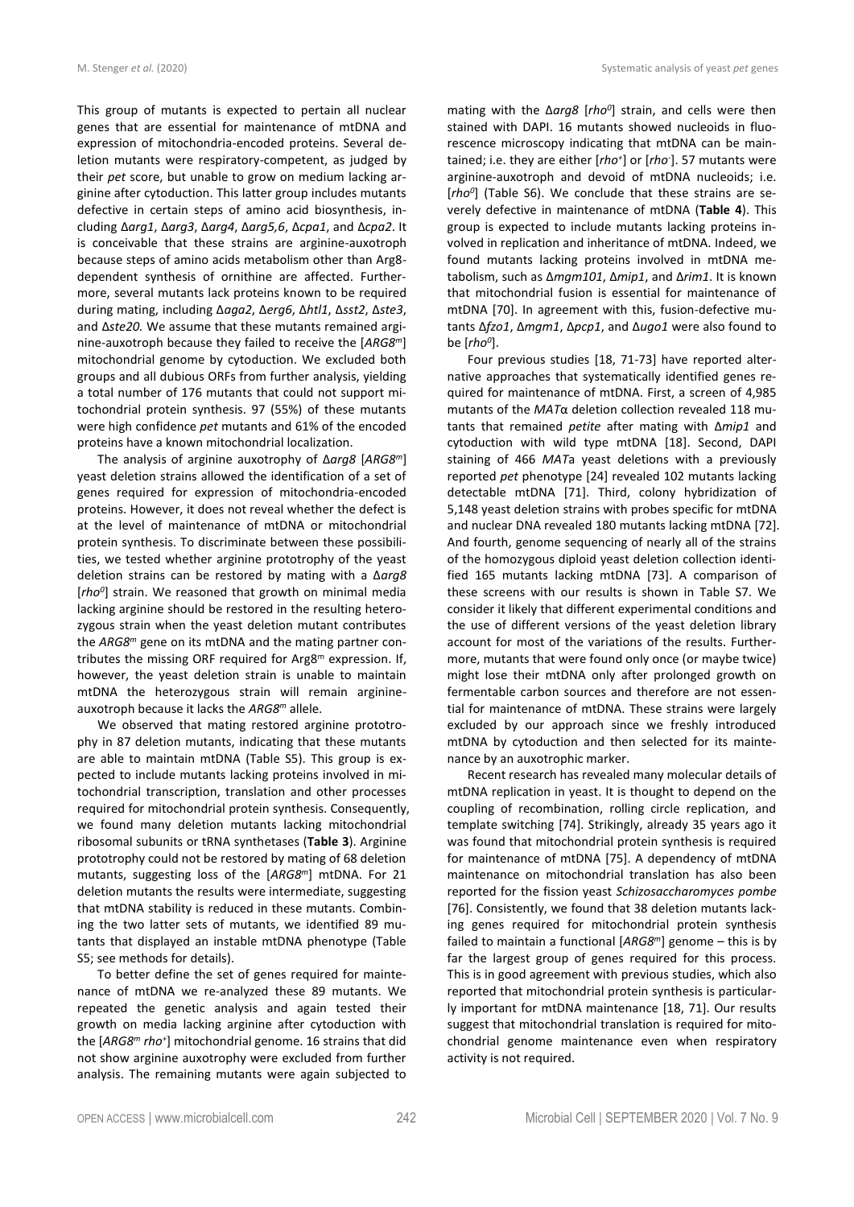This group of mutants is expected to pertain all nuclear genes that are essential for maintenance of mtDNA and expression of mitochondria-encoded proteins. Several deletion mutants were respiratory-competent, as judged by their *pet* score, but unable to grow on medium lacking arginine after cytoduction. This latter group includes mutants defective in certain steps of amino acid biosynthesis, including Δ*arg1*, Δ*arg3*, Δ*arg4*, Δ*arg5,6*, Δ*cpa1*, and Δ*cpa2*. It is conceivable that these strains are arginine-auxotroph because steps of amino acids metabolism other than Arg8-dependent synthesis of ornithine are affected. Furthermore, several mutants lack proteins known to be required during mating, including Δ*aga2*, Δ*erg6*, Δ*htl1*, Δ*sst2*, Δ*ste3*, and Δ*ste20.* We assume that these mutants remained arginine-auxotroph because they failed to receive the [*ARG8$^m$*] mitochondrial genome by cytoduction. We excluded both groups and all dubious ORFs from further analysis, yielding a total number of 176 mutants that could not support mitochondrial protein synthesis. 97 (55%) of these mutants were high confidence *pet* mutants and 61% of the encoded proteins have a known mitochondrial localization.

The analysis of arginine auxotrophy of Δ*arg8* [*ARG8$^m$*] yeast deletion strains allowed the identification of a set of genes required for expression of mitochondria-encoded proteins. However, it does not reveal whether the defect is at the level of maintenance of mtDNA or mitochondrial protein synthesis. To discriminate between these possibilities, we tested whether arginine prototrophy of the yeast deletion strains can be restored by mating with a Δ*arg8* [*rho$^0$*] strain. We reasoned that growth on minimal media lacking arginine should be restored in the resulting heterozygous strain when the yeast deletion mutant contributes the *ARG8$^m$* gene on its mtDNA and the mating partner contributes the missing ORF required for Arg8$^m$ expression. If, however, the yeast deletion strain is unable to maintain mtDNA the heterozygous strain will remain arginine-auxotroph because it lacks the *ARG8$^m$* allele.

We observed that mating restored arginine prototrophy in 87 deletion mutants, indicating that these mutants are able to maintain mtDNA (Table S5). This group is expected to include mutants lacking proteins involved in mitochondrial transcription, translation and other processes required for mitochondrial protein synthesis. Consequently, we found many deletion mutants lacking mitochondrial ribosomal subunits or tRNA synthetases (**Table 3**). Arginine prototrophy could not be restored by mating of 68 deletion mutants, suggesting loss of the [*ARG8$^m$*] mtDNA. For 21 deletion mutants the results were intermediate, suggesting that mtDNA stability is reduced in these mutants. Combining the two latter sets of mutants, we identified 89 mutants that displayed an instable mtDNA phenotype (Table S5; see methods for details).

To better define the set of genes required for maintenance of mtDNA we re-analyzed these 89 mutants. We repeated the genetic analysis and again tested their growth on media lacking arginine after cytoduction with the [*ARG8$^m$ rho$^+$*] mitochondrial genome. 16 strains that did not show arginine auxotrophy were excluded from further analysis. The remaining mutants were again subjected to mating with the Δ*arg8* [*rho$^0$*] strain, and cells were then stained with DAPI. 16 mutants showed nucleoids in fluorescence microscopy indicating that mtDNA can be maintained; i.e. they are either [*rho$^+$*] or [*rho$^-$*]. 57 mutants were arginine-auxotroph and devoid of mtDNA nucleoids; i.e. [*rho$^0$*] (Table S6). We conclude that these strains are severely defective in maintenance of mtDNA (**Table 4**). This group is expected to include mutants lacking proteins involved in replication and inheritance of mtDNA. Indeed, we found mutants lacking proteins involved in mtDNA metabolism, such as Δ*mgm101*, Δ*mip1*, and Δ*rim1*. It is known that mitochondrial fusion is essential for maintenance of mtDNA [70]. In agreement with this, fusion-defective mutants Δ*fzo1*, Δ*mgm1*, Δ*pcp1*, and Δ*ugo1* were also found to be [*rho$^0$*].

Four previous studies [18, 71-73] have reported alternative approaches that systematically identified genes required for maintenance of mtDNA. First, a screen of 4,985 mutants of the *MAT*α deletion collection revealed 118 mutants that remained *petite* after mating with Δ*mip1* and cytoduction with wild type mtDNA [18]. Second, DAPI staining of 466 *MAT*a yeast deletions with a previously reported *pet* phenotype [24] revealed 102 mutants lacking detectable mtDNA [71]. Third, colony hybridization of 5,148 yeast deletion strains with probes specific for mtDNA and nuclear DNA revealed 180 mutants lacking mtDNA [72]. And fourth, genome sequencing of nearly all of the strains of the homozygous diploid yeast deletion collection identified 165 mutants lacking mtDNA [73]. A comparison of these screens with our results is shown in Table S7. We consider it likely that different experimental conditions and the use of different versions of the yeast deletion library account for most of the variations of the results. Furthermore, mutants that were found only once (or maybe twice) might lose their mtDNA only after prolonged growth on fermentable carbon sources and therefore are not essential for maintenance of mtDNA. These strains were largely excluded by our approach since we freshly introduced mtDNA by cytoduction and then selected for its maintenance by an auxotrophic marker.

Recent research has revealed many molecular details of mtDNA replication in yeast. It is thought to depend on the coupling of recombination, rolling circle replication, and template switching [74]. Strikingly, already 35 years ago it was found that mitochondrial protein synthesis is required for maintenance of mtDNA [75]. A dependency of mtDNA maintenance on mitochondrial translation has also been reported for the fission yeast *Schizosaccharomyces pombe* [76]. Consistently, we found that 38 deletion mutants lacking genes required for mitochondrial protein synthesis failed to maintain a functional [*ARG8$^m$*] genome – this is by far the largest group of genes required for this process. This is in good agreement with previous studies, which also reported that mitochondrial protein synthesis is particularly important for mtDNA maintenance [18, 71]. Our results suggest that mitochondrial translation is required for mitochondrial genome maintenance even when respiratory activity is not required.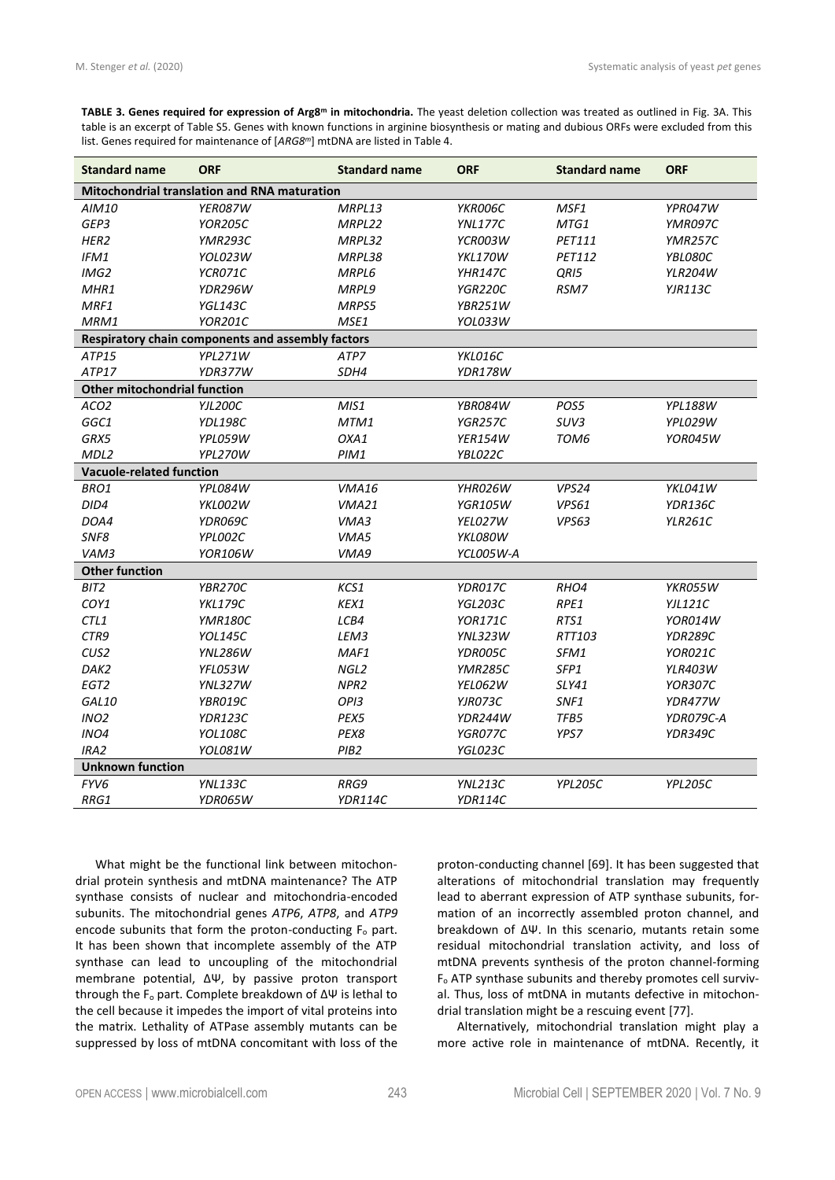**TABLE 3. Genes required for expression of Arg8ᵐ in mitochondria.** The yeast deletion collection was treated as outlined in Fig. 3A. This table is an excerpt of Table S5. Genes with known functions in arginine biosynthesis or mating and dubious ORFs were excluded from this list. Genes required for maintenance of [*ARG8ᵐ*] mtDNA are listed in Table 4.

| Standard name | ORF | Standard name | ORF | Standard name | ORF |
|---|---|---|---|---|---|
| **Mitochondrial translation and RNA maturation** | | | | | |
| *AIM10* | *YER087W* | *MRPL13* | *YKR006C* | *MSF1* | *YPR047W* |
| *GEP3* | *YOR205C* | *MRPL22* | *YNL177C* | *MTG1* | *YMR097C* |
| *HER2* | *YMR293C* | *MRPL32* | *YCR003W* | *PET111* | *YMR257C* |
| *IFM1* | *YOL023W* | *MRPL38* | *YKL170W* | *PET112* | *YBL080C* |
| *IMG2* | *YCR071C* | *MRPL6* | *YHR147C* | *QRI5* | *YLR204W* |
| *MHR1* | *YDR296W* | *MRPL9* | *YGR220C* | *RSM7* | *YJR113C* |
| *MRF1* | *YGL143C* | *MRPS5* | *YBR251W* | | |
| *MRM1* | *YOR201C* | *MSE1* | *YOL033W* | | |
| **Respiratory chain components and assembly factors** | | | | | |
| *ATP15* | *YPL271W* | *ATP7* | *YKL016C* | | |
| *ATP17* | *YDR377W* | *SDH4* | *YDR178W* | | |
| **Other mitochondrial function** | | | | | |
| *ACO2* | *YJL200C* | *MIS1* | *YBR084W* | *POS5* | *YPL188W* |
| *GGC1* | *YDL198C* | *MTM1* | *YGR257C* | *SUV3* | *YPL029W* |
| *GRX5* | *YPL059W* | *OXA1* | *YER154W* | *TOM6* | *YOR045W* |
| *MDL2* | *YPL270W* | *PIM1* | *YBL022C* | | |
| **Vacuole-related function** | | | | | |
| *BRO1* | *YPL084W* | *VMA16* | *YHR026W* | *VPS24* | *YKL041W* |
| *DID4* | *YKL002W* | *VMA21* | *YGR105W* | *VPS61* | *YDR136C* |
| *DOA4* | *YDR069C* | *VMA3* | *YEL027W* | *VPS63* | *YLR261C* |
| *SNF8* | *YPL002C* | *VMA5* | *YKL080W* | | |
| *VAM3* | *YOR106W* | *VMA9* | *YCL005W-A* | | |
| **Other function** | | | | | |
| *BIT2* | *YBR270C* | *KCS1* | *YDR017C* | *RHO4* | *YKR055W* |
| *COY1* | *YKL179C* | *KEX1* | *YGL203C* | *RPE1* | *YJL121C* |
| *CTL1* | *YMR180C* | *LCB4* | *YOR171C* | *RTS1* | *YOR014W* |
| *CTR9* | *YOL145C* | *LEM3* | *YNL323W* | *RTT103* | *YDR289C* |
| *CUS2* | *YNL286W* | *MAF1* | *YDR005C* | *SFM1* | *YOR021C* |
| *DAK2* | *YFL053W* | *NGL2* | *YMR285C* | *SFP1* | *YLR403W* |
| *EGT2* | *YNL327W* | *NPR2* | *YEL062W* | *SLY41* | *YOR307C* |
| *GAL10* | *YBR019C* | *OPI3* | *YJR073C* | *SNF1* | *YDR477W* |
| *INO2* | *YDR123C* | *PEX5* | *YDR244W* | *TFB5* | *YDR079C-A* |
| *INO4* | *YOL108C* | *PEX8* | *YGR077C* | *YPS7* | *YDR349C* |
| *IRA2* | *YOL081W* | *PIB2* | *YGL023C* | | |
| **Unknown function** | | | | | |
| *FYV6* | *YNL133C* | *RRG9* | *YNL213C* | *YPL205C* | *YPL205C* |
| *RRG1* | *YDR065W* | *YDR114C* | *YDR114C* | | |

What might be the functional link between mitochondrial protein synthesis and mtDNA maintenance? The ATP synthase consists of nuclear and mitochondria-encoded subunits. The mitochondrial genes *ATP6*, *ATP8*, and *ATP9* encode subunits that form the proton-conducting $F_o$ part. It has been shown that incomplete assembly of the ATP synthase can lead to uncoupling of the mitochondrial membrane potential, $\Delta\Psi$, by passive proton transport through the $F_o$ part. Complete breakdown of $\Delta\Psi$ is lethal to the cell because it impedes the import of vital proteins into the matrix. Lethality of ATPase assembly mutants can be suppressed by loss of mtDNA concomitant with loss of the proton-conducting channel [69]. It has been suggested that alterations of mitochondrial translation may frequently lead to aberrant expression of ATP synthase subunits, formation of an incorrectly assembled proton channel, and breakdown of $\Delta\Psi$. In this scenario, mutants retain some residual mitochondrial translation activity, and loss of mtDNA prevents synthesis of the proton channel-forming $F_o$ ATP synthase subunits and thereby promotes cell survival. Thus, loss of mtDNA in mutants defective in mitochondrial translation might be a rescuing event [77].

Alternatively, mitochondrial translation might play a more active role in maintenance of mtDNA. Recently, it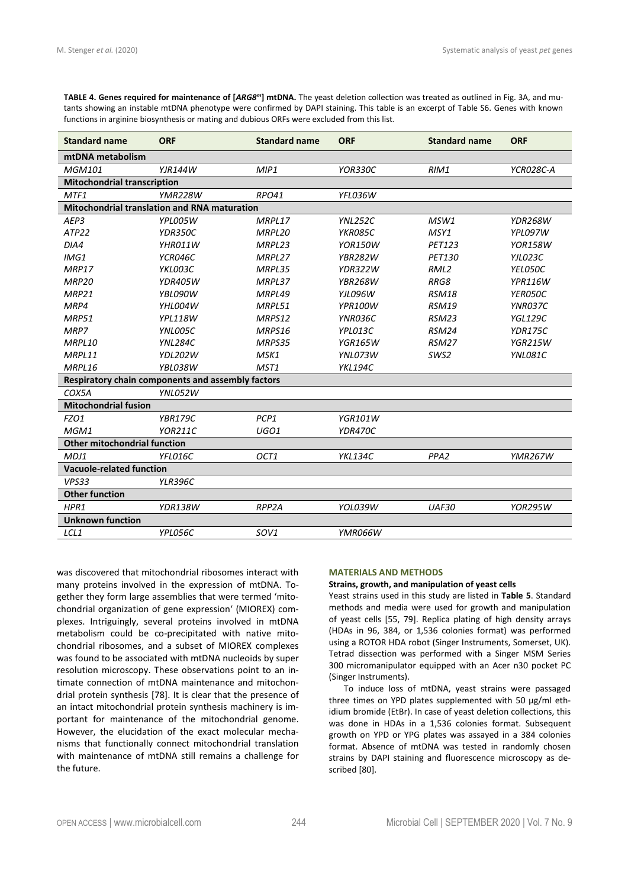**TABLE 4. Genes required for maintenance of [*ARG8*$^m$] mtDNA.** The yeast deletion collection was treated as outlined in Fig. 3A, and mutants showing an instable mtDNA phenotype were confirmed by DAPI staining. This table is an excerpt of Table S6. Genes with known functions in arginine biosynthesis or mating and dubious ORFs were excluded from this list.

| Standard name | ORF | Standard name | ORF | Standard name | ORF |
|---|---|---|---|---|---|
| **mtDNA metabolism** | | | | | |
| *MGM101* | *YJR144W* | *MIP1* | *YOR330C* | *RIM1* | *YCR028C-A* |
| **Mitochondrial transcription** | | | | | |
| *MTF1* | *YMR228W* | *RPO41* | *YFL036W* | | |
| **Mitochondrial translation and RNA maturation** | | | | | |
| *AEP3* | *YPL005W* | *MRPL17* | *YNL252C* | *MSW1* | *YDR268W* |
| *ATP22* | *YDR350C* | *MRPL20* | *YKR085C* | *MSY1* | *YPL097W* |
| *DIA4* | *YHR011W* | *MRPL23* | *YOR150W* | *PET123* | *YOR158W* |
| *IMG1* | *YCR046C* | *MRPL27* | *YBR282W* | *PET130* | *YJL023C* |
| *MRP17* | *YKL003C* | *MRPL35* | *YDR322W* | *RML2* | *YEL050C* |
| *MRP20* | *YDR405W* | *MRPL37* | *YBR268W* | *RRG8* | *YPR116W* |
| *MRP21* | *YBL090W* | *MRPL49* | *YJL096W* | *RSM18* | *YER050C* |
| *MRP4* | *YHL004W* | *MRPL51* | *YPR100W* | *RSM19* | *YNR037C* |
| *MRP51* | *YPL118W* | *MRPS12* | *YNR036C* | *RSM23* | *YGL129C* |
| *MRP7* | *YNL005C* | *MRPS16* | *YPL013C* | *RSM24* | *YDR175C* |
| *MRPL10* | *YNL284C* | *MRPS35* | *YGR165W* | *RSM27* | *YGR215W* |
| *MRPL11* | *YDL202W* | *MSK1* | *YNL073W* | *SWS2* | *YNL081C* |
| *MRPL16* | *YBL038W* | *MST1* | *YKL194C* | | |
| **Respiratory chain components and assembly factors** | | | | | |
| *COX5A* | *YNL052W* | | | | |
| **Mitochondrial fusion** | | | | | |
| *FZO1* | *YBR179C* | *PCP1* | *YGR101W* | | |
| *MGM1* | *YOR211C* | *UGO1* | *YDR470C* | | |
| **Other mitochondrial function** | | | | | |
| *MDJ1* | *YFL016C* | *OCT1* | *YKL134C* | *PPA2* | *YMR267W* |
| **Vacuole-related function** | | | | | |
| *VPS33* | *YLR396C* | | | | |
| **Other function** | | | | | |
| *HPR1* | *YDR138W* | *RPP2A* | *YOL039W* | *UAF30* | *YOR295W* |
| **Unknown function** | | | | | |
| *LCL1* | *YPL056C* | *SOV1* | *YMR066W* | | |

was discovered that mitochondrial ribosomes interact with many proteins involved in the expression of mtDNA. Together they form large assemblies that were termed 'mitochondrial organization of gene expression' (MIOREX) complexes. Intriguingly, several proteins involved in mtDNA metabolism could be co-precipitated with native mitochondrial ribosomes, and a subset of MIOREX complexes was found to be associated with mtDNA nucleoids by super resolution microscopy. These observations point to an intimate connection of mtDNA maintenance and mitochondrial protein synthesis [78]. It is clear that the presence of an intact mitochondrial protein synthesis machinery is important for maintenance of the mitochondrial genome. However, the elucidation of the exact molecular mechanisms that functionally connect mitochondrial translation with maintenance of mtDNA still remains a challenge for the future.

## MATERIALS AND METHODS

### Strains, growth, and manipulation of yeast cells

Yeast strains used in this study are listed in **Table 5**. Standard methods and media were used for growth and manipulation of yeast cells [55, 79]. Replica plating of high density arrays (HDAs in 96, 384, or 1,536 colonies format) was performed using a ROTOR HDA robot (Singer Instruments, Somerset, UK). Tetrad dissection was performed with a Singer MSM Series 300 micromanipulator equipped with an Acer n30 pocket PC (Singer Instruments).

To induce loss of mtDNA, yeast strains were passaged three times on YPD plates supplemented with 50 µg/ml ethidium bromide (EtBr). In case of yeast deletion collections, this was done in HDAs in a 1,536 colonies format. Subsequent growth on YPD or YPG plates was assayed in a 384 colonies format. Absence of mtDNA was tested in randomly chosen strains by DAPI staining and fluorescence microscopy as described [80].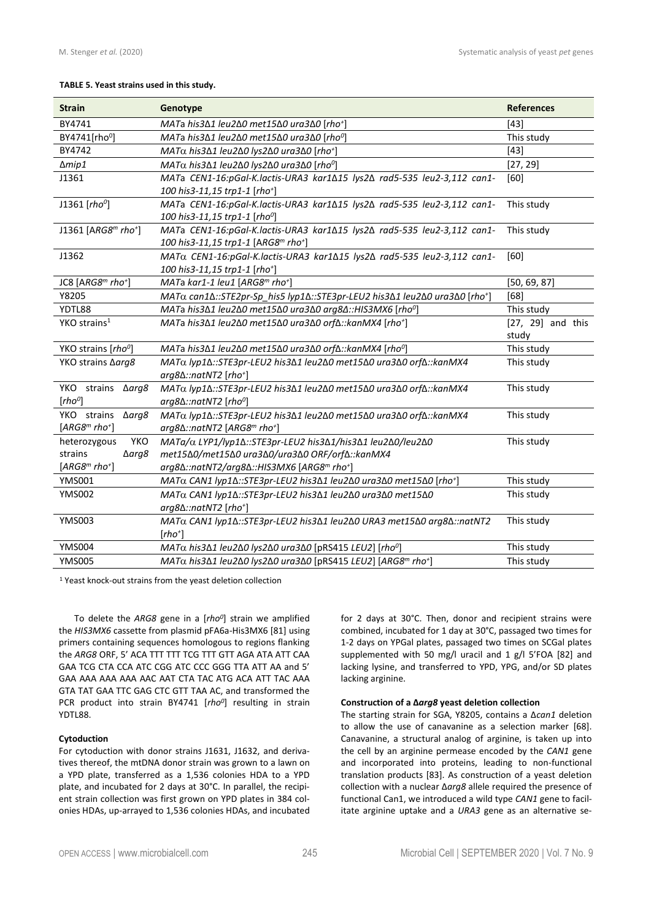**TABLE 5. Yeast strains used in this study.**

| Strain | Genotype | References |
|---|---|---|
| BY4741 | *MATa his3Δ1 leu2Δ0 met15Δ0 ura3Δ0* [*rho*$^{+}$] | [43] |
| BY4741[rho$^{0}$] | *MATa his3Δ1 leu2Δ0 met15Δ0 ura3Δ0* [*rho*$^{0}$] | This study |
| BY4742 | *MATα his3Δ1 leu2Δ0 lys2Δ0 ura3Δ0* [*rho*$^{+}$] | [43] |
| Δ*mip1* | *MATα his3Δ1 leu2Δ0 lys2Δ0 ura3Δ0* [*rho*$^{0}$] | [27, 29] |
| J1361 | *MATa CEN1-16:pGal-K.lactis-URA3 kar1Δ15 lys2Δ rad5-535 leu2-3,112 can1-100 his3-11,15 trp1-1* [*rho*$^{+}$] | [60] |
| J1361 [*rho*$^{0}$] | *MATa CEN1-16:pGal-K.lactis-URA3 kar1Δ15 lys2Δ rad5-535 leu2-3,112 can1-100 his3-11,15 trp1-1* [*rho*$^{0}$] | This study |
| J1361 [*ARG8*$^{m}$ *rho*$^{+}$] | *MATa CEN1-16:pGal-K.lactis-URA3 kar1Δ15 lys2Δ rad5-535 leu2-3,112 can1-100 his3-11,15 trp1-1* [*ARG8*$^{m}$ *rho*$^{+}$] | This study |
| J1362 | *MATα CEN1-16:pGal-K.lactis-URA3 kar1Δ15 lys2Δ rad5-535 leu2-3,112 can1-100 his3-11,15 trp1-1* [*rho*$^{+}$] | [60] |
| JC8 [*ARG8*$^{m}$ *rho*$^{+}$] | *MATa kar1-1 leu1* [*ARG8*$^{m}$ *rho*$^{+}$] | [50, 69, 87] |
| Y8205 | *MATα can1Δ::STE2pr-Sp_his5 lyp1Δ::STE3pr-LEU2 his3Δ1 leu2Δ0 ura3Δ0* [*rho*$^{+}$] | [68] |
| YDTL88 | *MATa his3Δ1 leu2Δ0 met15Δ0 ura3Δ0 arg8Δ::HIS3MX6* [*rho*$^{0}$] | This study |
| YKO strains[1] | *MATa his3Δ1 leu2Δ0 met15Δ0 ura3Δ0 orfΔ::kanMX4* [*rho*$^{+}$] | [27, 29] and this study |
| YKO strains [*rho*$^{0}$] | *MATa his3Δ1 leu2Δ0 met15Δ0 ura3Δ0 orfΔ::kanMX4* [*rho*$^{0}$] | This study |
| YKO strains Δ*arg8* | *MATα lyp1Δ::STE3pr-LEU2 his3Δ1 leu2Δ0 met15Δ0 ura3Δ0 orfΔ::kanMX4 arg8Δ::natNT2* [*rho*$^{+}$] | This study |
| YKO strains Δ*arg8* [*rho*$^{0}$] | *MATα lyp1Δ::STE3pr-LEU2 his3Δ1 leu2Δ0 met15Δ0 ura3Δ0 orfΔ::kanMX4 arg8Δ::natNT2* [*rho*$^{0}$] | This study |
| YKO strains Δ*arg8* [*ARG8*$^{m}$ *rho*$^{+}$] | *MATα lyp1Δ::STE3pr-LEU2 his3Δ1 leu2Δ0 met15Δ0 ura3Δ0 orfΔ::kanMX4 arg8Δ::natNT2* [*ARG8*$^{m}$ *rho*$^{+}$] | This study |
| heterozygous YKO strains Δ*arg8* [*ARG8*$^{m}$ *rho*$^{+}$] | *MATa/α LYP1/lyp1Δ::STE3pr-LEU2 his3Δ1/his3Δ1 leu2Δ0/leu2Δ0 met15Δ0/met15Δ0 ura3Δ0/ura3Δ0 ORF/orfΔ::kanMX4 arg8Δ::natNT2/arg8Δ::HIS3MX6* [*ARG8*$^{m}$ *rho*$^{+}$] | This study |
| YMS001 | *MATα CAN1 lyp1Δ::STE3pr-LEU2 his3Δ1 leu2Δ0 ura3Δ0 met15Δ0* [*rho*$^{+}$] | This study |
| YMS002 | *MATα CAN1 lyp1Δ::STE3pr-LEU2 his3Δ1 leu2Δ0 ura3Δ0 met15Δ0 arg8Δ::natNT2* [*rho*$^{+}$] | This study |
| YMS003 | *MATα CAN1 lyp1Δ::STE3pr-LEU2 his3Δ1 leu2Δ0 URA3 met15Δ0 arg8Δ::natNT2* [*rho*$^{+}$] | This study |
| YMS004 | *MATα his3Δ1 leu2Δ0 lys2Δ0 ura3Δ0* [pRS415 *LEU2*] [*rho*$^{0}$] | This study |
| YMS005 | *MATα his3Δ1 leu2Δ0 lys2Δ0 ura3Δ0* [pRS415 *LEU2*] [*ARG8*$^{m}$ *rho*$^{+}$] | This study |

[1] Yeast knock-out strains from the yeast deletion collection

To delete the *ARG8* gene in a [*rho*$^{0}$] strain we amplified the *HIS3MX6* cassette from plasmid pFA6a-His3MX6 [81] using primers containing sequences homologous to regions flanking the *ARG8* ORF, 5' ACA TTT TTT TCG TTT GTT AGA ATA ATT CAA GAA TCG CTA CCA ATC CGG ATC CCC GGG TTA ATT AA and 5' GAA AAA AAA AAA AAC AAT CTA TAC ATG ACA ATT TAC AAA GTA TAT GAA TTC GAG CTC GTT TAA AC, and transformed the PCR product into strain BY4741 [*rho*$^{0}$] resulting in strain YDTL88.

**Cytoduction**

For cytoduction with donor strains J1631, J1632, and derivatives thereof, the mtDNA donor strain was grown to a lawn on a YPD plate, transferred as a 1,536 colonies HDA to a YPD plate, and incubated for 2 days at 30°C. In parallel, the recipient strain collection was first grown on YPD plates in 384 colonies HDAs, up-arrayed to 1,536 colonies HDAs, and incubated for 2 days at 30°C. Then, donor and recipient strains were combined, incubated for 1 day at 30°C, passaged two times for 1-2 days on YPGal plates, passaged two times on SCGal plates supplemented with 50 mg/l uracil and 1 g/l 5'FOA [82] and lacking lysine, and transferred to YPD, YPG, and/or SD plates lacking arginine.

**Construction of a Δ*arg8* yeast deletion collection**

The starting strain for SGA, Y8205, contains a Δ*can1* deletion to allow the use of canavanine as a selection marker [68]. Canavanine, a structural analog of arginine, is taken up into the cell by an arginine permease encoded by the *CAN1* gene and incorporated into proteins, leading to non-functional translation products [83]. As construction of a yeast deletion collection with a nuclear Δ*arg8* allele required the presence of functional Can1, we introduced a wild type *CAN1* gene to facilitate arginine uptake and a *URA3* gene as an alternative se-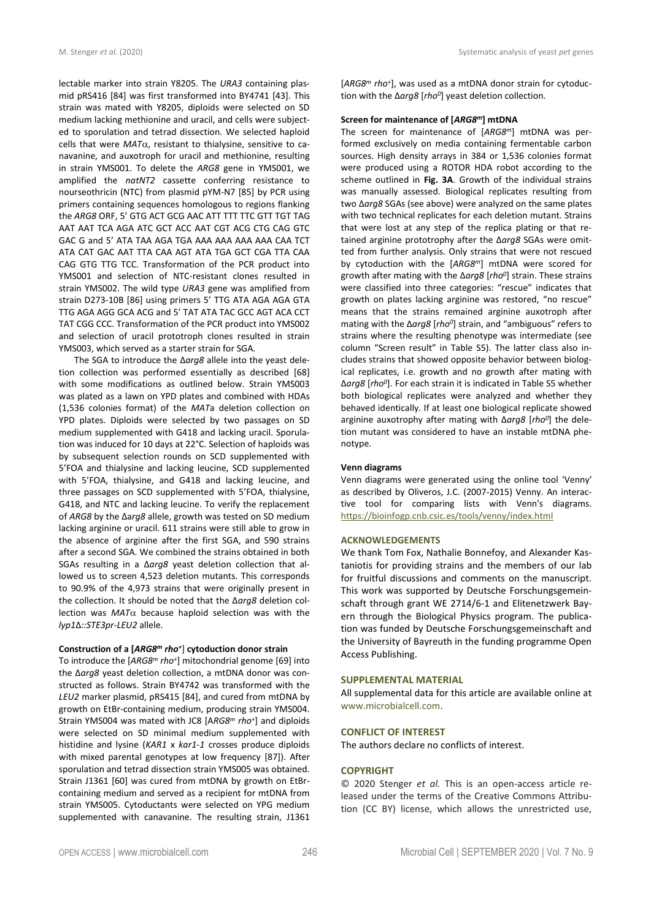lectable marker into strain Y8205. The *URA3* containing plasmid pRS416 [84] was first transformed into BY4741 [43]. This strain was mated with Y8205, diploids were selected on SD medium lacking methionine and uracil, and cells were subjected to sporulation and tetrad dissection. We selected haploid cells that were *MAT*α, resistant to thialysine, sensitive to canavanine, and auxotroph for uracil and methionine, resulting in strain YMS001. To delete the *ARG8* gene in YMS001, we amplified the *natNT2* cassette conferring resistance to nourseothricin (NTC) from plasmid pYM-N7 [85] by PCR using primers containing sequences homologous to regions flanking the *ARG8* ORF, 5' GTG ACT GCG AAC ATT TTT TTC GTT TGT TAG AAT AAT TCA AGA ATC GCT ACC AAT CGT ACG CTG CAG GTC GAC G and 5' ATA TAA AGA TGA AAA AAA AAA AAA CAA TCT ATA CAT GAC AAT TTA CAA AGT ATA TGA GCT CGA TTA CAA CAG GTG TTG TCC. Transformation of the PCR product into YMS001 and selection of NTC-resistant clones resulted in strain YMS002. The wild type *URA3* gene was amplified from strain D273-10B [86] using primers 5' TTG ATA AGA AGA GTA TTG AGA AGG GCA ACG and 5' TAT ATA TAC GCC AGT ACA CCT TAT CGG CCC. Transformation of the PCR product into YMS002 and selection of uracil prototroph clones resulted in strain YMS003, which served as a starter strain for SGA.

The SGA to introduce the Δ*arg8* allele into the yeast deletion collection was performed essentially as described [68] with some modifications as outlined below. Strain YMS003 was plated as a lawn on YPD plates and combined with HDAs (1,536 colonies format) of the *MAT*a deletion collection on YPD plates. Diploids were selected by two passages on SD medium supplemented with G418 and lacking uracil. Sporulation was induced for 10 days at 22°C. Selection of haploids was by subsequent selection rounds on SCD supplemented with 5'FOA and thialysine and lacking leucine, SCD supplemented with 5'FOA, thialysine, and G418 and lacking leucine, and three passages on SCD supplemented with 5'FOA, thialysine, G418, and NTC and lacking leucine. To verify the replacement of *ARG8* by the Δ*arg8* allele, growth was tested on SD medium lacking arginine or uracil. 611 strains were still able to grow in the absence of arginine after the first SGA, and 590 strains after a second SGA. We combined the strains obtained in both SGAs resulting in a Δ*arg8* yeast deletion collection that allowed us to screen 4,523 deletion mutants. This corresponds to 90.9% of the 4,973 strains that were originally present in the collection. It should be noted that the Δ*arg8* deletion collection was *MAT*α because haploid selection was with the *lyp1*Δ*::STE3pr-LEU2* allele.

**Construction of a [*ARG8*$^m$ *rho*$^+$] cytoduction donor strain**

To introduce the [*ARG8*$^m$ *rho*$^+$] mitochondrial genome [69] into the Δ*arg8* yeast deletion collection, a mtDNA donor was constructed as follows. Strain BY4742 was transformed with the *LEU2* marker plasmid, pRS415 [84], and cured from mtDNA by growth on EtBr-containing medium, producing strain YMS004. Strain YMS004 was mated with JC8 [*ARG8*$^m$ *rho*$^+$] and diploids were selected on SD minimal medium supplemented with histidine and lysine (*KAR1* x *kar1-1* crosses produce diploids with mixed parental genotypes at low frequency [87]). After sporulation and tetrad dissection strain YMS005 was obtained. Strain J1361 [60] was cured from mtDNA by growth on EtBr-containing medium and served as a recipient for mtDNA from strain YMS005. Cytoductants were selected on YPG medium supplemented with canavanine. The resulting strain, J1361 [*ARG8*$^m$ *rho*$^+$], was used as a mtDNA donor strain for cytoduction with the Δ*arg8* [*rho*$^0$] yeast deletion collection.

**Screen for maintenance of [*ARG8*$^m$] mtDNA**

The screen for maintenance of [*ARG8*$^m$] mtDNA was performed exclusively on media containing fermentable carbon sources. High density arrays in 384 or 1,536 colonies format were produced using a ROTOR HDA robot according to the scheme outlined in **Fig. 3A**. Growth of the individual strains was manually assessed. Biological replicates resulting from two Δ*arg8* SGAs (see above) were analyzed on the same plates with two technical replicates for each deletion mutant. Strains that were lost at any step of the replica plating or that retained arginine prototrophy after the Δ*arg8* SGAs were omitted from further analysis. Only strains that were not rescued by cytoduction with the [*ARG8*$^m$] mtDNA were scored for growth after mating with the Δ*arg8* [*rho*$^0$] strain. These strains were classified into three categories: "rescue" indicates that growth on plates lacking arginine was restored, "no rescue" means that the strains remained arginine auxotroph after mating with the Δ*arg8* [*rho*$^0$] strain, and "ambiguous" refers to strains where the resulting phenotype was intermediate (see column "Screen result" in Table S5). The latter class also includes strains that showed opposite behavior between biological replicates, i.e. growth and no growth after mating with Δ*arg8* [*rho*$^0$]. For each strain it is indicated in Table S5 whether both biological replicates were analyzed and whether they behaved identically. If at least one biological replicate showed arginine auxotrophy after mating with Δ*arg8* [*rho*$^0$] the deletion mutant was considered to have an instable mtDNA phenotype.

**Venn diagrams**

Venn diagrams were generated using the online tool 'Venny' as described by Oliveros, J.C. (2007-2015) Venny. An interactive tool for comparing lists with Venn's diagrams. https://bioinfogp.cnb.csic.es/tools/venny/index.html

## ACKNOWLEDGEMENTS

We thank Tom Fox, Nathalie Bonnefoy, and Alexander Kastaniotis for providing strains and the members of our lab for fruitful discussions and comments on the manuscript. This work was supported by Deutsche Forschungsgemeinschaft through grant WE 2714/6-1 and Elitenetzwerk Bayern through the Biological Physics program. The publication was funded by Deutsche Forschungsgemeinschaft and the University of Bayreuth in the funding programme Open Access Publishing.

## SUPPLEMENTAL MATERIAL

All supplemental data for this article are available online at www.microbialcell.com.

## CONFLICT OF INTEREST

The authors declare no conflicts of interest.

## COPYRIGHT

© 2020 Stenger *et al.* This is an open-access article released under the terms of the Creative Commons Attribution (CC BY) license, which allows the unrestricted use,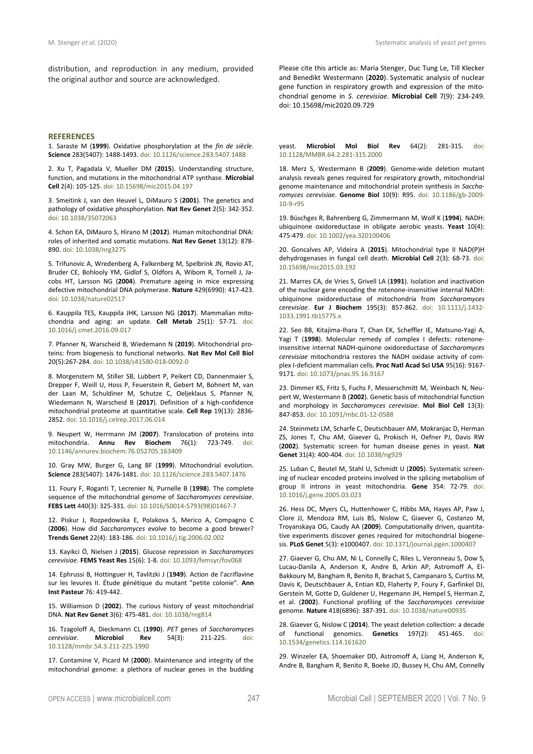distribution, and reproduction in any medium, provided the original author and source are acknowledged.

Please cite this article as: Maria Stenger, Duc Tung Le, Till Klecker and Benedikt Westermann (**2020**). Systematic analysis of nuclear gene function in respiratory growth and expression of the mitochondrial genome in *S. cerevisiae*. **Microbial Cell** 7(9): 234-249. doi: 10.15698/mic2020.09.729

## REFERENCES

1. Saraste M (**1999**). Oxidative phosphorylation at the *fin de siècle*. **Science** 283(5407): 1488-1493. doi: 10.1126/science.283.5407.1488

2. Xu T, Pagadala V, Mueller DM (**2015**). Understanding structure, function, and mutations in the mitochondrial ATP synthase. **Microbial Cell** 2(4): 105-125. doi: 10.15698/mic2015.04.197

3. Smeitink J, van den Heuvel L, DiMauro S (**2001**). The genetics and pathology of oxidative phosphorylation. **Nat Rev Genet** 2(5): 342-352. doi: 10.1038/35072063

4. Schon EA, DiMauro S, Hirano M (**2012**). Human mitochondrial DNA: roles of inherited and somatic mutations. **Nat Rev Genet** 13(12): 878-890. doi: 10.1038/nrg3275

5. Trifunovic A, Wredenberg A, Falkenberg M, Spelbrink JN, Rovio AT, Bruder CE, Bohlooly YM, Gidlof S, Oldfors A, Wibom R, Tornell J, Jacobs HT, Larsson NG (**2004**). Premature ageing in mice expressing defective mitochondrial DNA polymerase. **Nature** 429(6990): 417-423. doi: 10.1038/nature02517

6. Kauppila TES, Kauppila JHK, Larsson NG (**2017**). Mammalian mitochondria and aging: an update. **Cell Metab** 25(1): 57-71. doi: 10.1016/j.cmet.2016.09.017

7. Pfanner N, Warscheid B, Wiedemann N (**2019**). Mitochondrial proteins: from biogenesis to functional networks. **Nat Rev Mol Cell Biol** 20(5):267-284. doi: 10.1038/s41580-018-0092-0

8. Morgenstern M, Stiller SB, Lubbert P, Peikert CD, Dannenmaier S, Drepper F, Weill U, Hoss P, Feuerstein R, Gebert M, Bohnert M, van der Laan M, Schuldiner M, Schutze C, Oeljeklaus S, Pfanner N, Wiedemann N, Warscheid B (**2017**). Definition of a high-confidence mitochondrial proteome at quantitative scale. **Cell Rep** 19(13): 2836-2852. doi: 10.1016/j.celrep.2017.06.014

9. Neupert W, Herrmann JM (**2007**). Translocation of proteins into mitochondria. **Annu Rev Biochem** 76(1): 723-749. doi: 10.1146/annurev.biochem.76.052705.163409

10. Gray MW, Burger G, Lang BF (**1999**). Mitochondrial evolution. **Science** 283(5407): 1476-1481. doi: 10.1126/science.283.5407.1476

11. Foury F, Roganti T, Lecrenier N, Purnelle B (**1998**). The complete sequence of the mitochondrial genome of *Saccharomyces cerevisiae*. **FEBS Lett** 440(3): 325-331. doi: 10.1016/S0014-5793(98)01467-7

12. Piskur J, Rozpedowska E, Polakova S, Merico A, Compagno C (**2006**). How did *Saccharomyces* evolve to become a good brewer? **Trends Genet** 22(4): 183-186. doi: 10.1016/j.tig.2006.02.002

13. Kayikci Ö, Nielsen J (**2015**). Glucose repression in *Saccharomyces cerevisiae*. **FEMS Yeast Res** 15(6): 1-8. doi: 10.1093/femsyr/fov068

14. Ephrussi B, Hottinguer H, Tavlitzki J (**1949**). Action de l'acriflavine sur les levures II. Étude génétique du mutant "petite colonie". **Ann Inst Pasteur** 76: 419-442.

15. Williamson D (**2002**). The curious history of yeast mitochondrial DNA. **Nat Rev Genet** 3(6): 475-481. doi: 10.1038/nrg814

16. Tzagoloff A, Dieckmann CL (**1990**). *PET* genes of *Saccharomyces cerevisiae*. **Microbiol Rev** 54(3): 211-225. doi: 10.1128/mmbr.54.3.211-225.1990

17. Contamine V, Picard M (**2000**). Maintenance and integrity of the mitochondrial genome: a plethora of nuclear genes in the budding yeast. **Microbiol Mol Biol Rev** 64(2): 281-315. doi: 10.1128/MMBR.64.2.281-315.2000

18. Merz S, Westermann B (**2009**). Genome-wide deletion mutant analysis reveals genes required for respiratory growth, mitochondrial genome maintenance and mitochondrial protein synthesis in *Saccharomyces cerevisiae*. **Genome Biol** 10(9): R95. doi: 10.1186/gb-2009-10-9-r95

19. Büschges R, Bahrenberg G, Zimmermann M, Wolf K (**1994**). NADH: ubiquinone oxidoreductase in obligate aerobic yeasts. **Yeast** 10(4): 475-479. doi: 10.1002/yea.320100406

20. Goncalves AP, Videira A (**2015**). Mitochondrial type II NAD(P)H dehydrogenases in fungal cell death. **Microbial Cell** 2(3): 68-73. doi: 10.15698/mic2015.03.192

21. Marres CA, de Vries S, Grivell LA (**1991**). Isolation and inactivation of the nuclear gene encoding the rotenone-insensitive internal NADH: ubiquinone oxidoreductase of mitochondria from *Saccharomyces cerevisiae*. **Eur J Biochem** 195(3): 857-862. doi: 10.1111/j.1432-1033.1991.tb15775.x

22. Seo BB, Kitajima-Ihara T, Chan EK, Scheffler IE, Matsuno-Yagi A, Yagi T (**1998**). Molecular remedy of complex I defects: rotenone-insensitive internal NADH-quinone oxidoreductase of *Saccharomyces cerevisiae* mitochondria restores the NADH oxidase activity of complex I-deficient mammalian cells. **Proc Natl Acad Sci USA** 95(16): 9167-9171. doi: 10.1073/pnas.95.16.9167

23. Dimmer KS, Fritz S, Fuchs F, Messerschmitt M, Weinbach N, Neupert W, Westermann B (**2002**). Genetic basis of mitochondrial function and morphology in *Saccharomyces cerevisiae*. **Mol Biol Cell** 13(3): 847-853. doi: 10.1091/mbc.01-12-0588

24. Steinmetz LM, Scharfe C, Deutschbauer AM, Mokranjac D, Herman ZS, Jones T, Chu AM, Giaever G, Prokisch H, Oefner PJ, Davis RW (**2002**). Systematic screen for human disease genes in yeast. **Nat Genet** 31(4): 400-404. doi: 10.1038/ng929

25. Luban C, Beutel M, Stahl U, Schmidt U (**2005**). Systematic screening of nuclear encoded proteins involved in the splicing metabolism of group II introns in yeast mitochondria. **Gene** 354: 72-79. doi: 10.1016/j.gene.2005.03.023

26. Hess DC, Myers CL, Huttenhower C, Hibbs MA, Hayes AP, Paw J, Clore JJ, Mendoza RM, Luis BS, Nislow C, Giaever G, Costanzo M, Troyanskaya OG, Caudy AA (**2009**). Computationally driven, quantitative experiments discover genes required for mitochondrial biogenesis. **PLoS Genet** 5(3): e1000407. doi: 10.1371/journal.pgen.1000407

27. Giaever G, Chu AM, Ni L, Connelly C, Riles L, Veronneau S, Dow S, Lucau-Danila A, Anderson K, Andre B, Arkin AP, Astromoff A, El-Bakkoury M, Bangham R, Benito R, Brachat S, Campanaro S, Curtiss M, Davis K, Deutschbauer A, Entian KD, Flaherty P, Foury F, Garfinkel DJ, Gerstein M, Gotte D, Guldener U, Hegemann JH, Hempel S, Herman Z, et al. (**2002**). Functional profiling of the *Saccharomyces cerevisiae* genome. **Nature** 418(6896): 387-391. doi: 10.1038/nature00935

28. Giaever G, Nislow C (**2014**). The yeast deletion collection: a decade of functional genomics. **Genetics** 197(2): 451-465. doi: 10.1534/genetics.114.161620

29. Winzeler EA, Shoemaker DD, Astromoff A, Liang H, Anderson K, Andre B, Bangham R, Benito R, Boeke JD, Bussey H, Chu AM, Connelly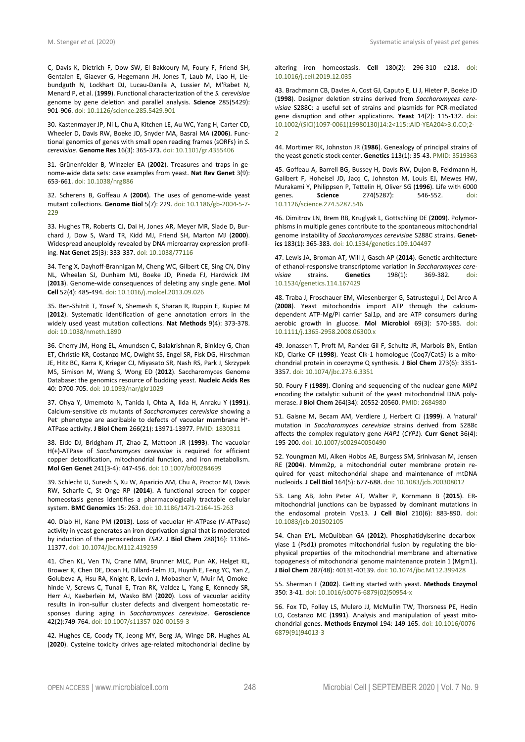C, Davis K, Dietrich F, Dow SW, El Bakkoury M, Foury F, Friend SH, Gentalen E, Giaever G, Hegemann JH, Jones T, Laub M, Liao H, Liebundguth N, Lockhart DJ, Lucau-Danila A, Lussier M, M'Rabet N, Menard P, et al. (**1999**). Functional characterization of the *S. cerevisiae* genome by gene deletion and parallel analysis. **Science** 285(5429): 901-906. doi: 10.1126/science.285.5429.901

30. Kastenmayer JP, Ni L, Chu A, Kitchen LE, Au WC, Yang H, Carter CD, Wheeler D, Davis RW, Boeke JD, Snyder MA, Basrai MA (**2006**). Functional genomics of genes with small open reading frames (sORFs) in *S. cerevisiae*. **Genome Res** 16(3): 365-373. doi: 10.1101/gr.4355406

31. Grünenfelder B, Winzeler EA (**2002**). Treasures and traps in genome-wide data sets: case examples from yeast. **Nat Rev Genet** 3(9): 653-661. doi: 10.1038/nrg886

32. Scherens B, Goffeau A (**2004**). The uses of genome-wide yeast mutant collections. **Genome Biol** 5(7): 229. doi: 10.1186/gb-2004-5-7-229

33. Hughes TR, Roberts CJ, Dai H, Jones AR, Meyer MR, Slade D, Burchard J, Dow S, Ward TR, Kidd MJ, Friend SH, Marton MJ (**2000**). Widespread aneuploidy revealed by DNA microarray expression profiling. **Nat Genet** 25(3): 333-337. doi: 10.1038/77116

34. Teng X, Dayhoff-Brannigan M, Cheng WC, Gilbert CE, Sing CN, Diny NL, Wheelan SJ, Dunham MJ, Boeke JD, Pineda FJ, Hardwick JM (**2013**). Genome-wide consequences of deleting any single gene. **Mol Cell** 52(4): 485-494. doi: 10.1016/j.molcel.2013.09.026

35. Ben-Shitrit T, Yosef N, Shemesh K, Sharan R, Ruppin E, Kupiec M (**2012**). Systematic identification of gene annotation errors in the widely used yeast mutation collections. **Nat Methods** 9(4): 373-378. doi: 10.1038/nmeth.1890

36. Cherry JM, Hong EL, Amundsen C, Balakrishnan R, Binkley G, Chan ET, Christie KR, Costanzo MC, Dwight SS, Engel SR, Fisk DG, Hirschman JE, Hitz BC, Karra K, Krieger CJ, Miyasato SR, Nash RS, Park J, Skrzypek MS, Simison M, Weng S, Wong ED (**2012**). Saccharomyces Genome Database: the genomics resource of budding yeast. **Nucleic Acids Res** 40: D700-705. doi: 10.1093/nar/gkr1029

37. Ohya Y, Umemoto N, Tanida I, Ohta A, Iida H, Anraku Y (**1991**). Calcium-sensitive *cls* mutants of *Saccharomyces cerevisiae* showing a Pet⁻ phenotype are ascribable to defects of vacuolar membrane H⁺-ATPase activity. **J Biol Chem** 266(21): 13971-13977. PMID: 1830311

38. Eide DJ, Bridgham JT, Zhao Z, Mattoon JR (**1993**). The vacuolar H(+)-ATPase of *Saccharomyces cerevisiae* is required for efficient copper detoxification, mitochondrial function, and iron metabolism. **Mol Gen Genet** 241(3-4): 447-456. doi: 10.1007/bf00284699

39. Schlecht U, Suresh S, Xu W, Aparicio AM, Chu A, Proctor MJ, Davis RW, Scharfe C, St Onge RP (**2014**). A functional screen for copper homeostasis genes identifies a pharmacologically tractable cellular system. **BMC Genomics** 15: 263. doi: 10.1186/1471-2164-15-263

40. Diab HI, Kane PM (**2013**). Loss of vacuolar H⁺-ATPase (V-ATPase) activity in yeast generates an iron deprivation signal that is moderated by induction of the peroxiredoxin *TSA2*. **J Biol Chem** 288(16): 11366-11377. doi: 10.1074/jbc.M112.419259

41. Chen KL, Ven TN, Crane MM, Brunner MLC, Pun AK, Helget KL, Brower K, Chen DE, Doan H, Dillard-Telm JD, Huynh E, Feng YC, Yan Z, Golubeva A, Hsu RA, Knight R, Levin J, Mobasher V, Muir M, Omokehinde V, Screws C, Tunali E, Tran RK, Valdez L, Yang E, Kennedy SR, Herr AJ, Kaeberlein M, Wasko BM (**2020**). Loss of vacuolar acidity results in iron-sulfur cluster defects and divergent homeostatic responses during aging in *Saccharomyces cerevisiae*. **Geroscience** 42(2):749-764. doi: 10.1007/s11357-020-00159-3

42. Hughes CE, Coody TK, Jeong MY, Berg JA, Winge DR, Hughes AL (**2020**). Cysteine toxicity drives age-related mitochondrial decline by altering iron homeostasis. **Cell** 180(2): 296-310 e218. doi: 10.1016/j.cell.2019.12.035

43. Brachmann CB, Davies A, Cost GJ, Caputo E, Li J, Hieter P, Boeke JD (**1998**). Designer deletion strains derived from *Saccharomyces cerevisiae* S288C: a useful set of strains and plasmids for PCR-mediated gene disruption and other applications. **Yeast** 14(2): 115-132. doi: 10.1002/(SICI)1097-0061(19980130)14:2<115::AID-YEA204>3.0.CO;2-2

44. Mortimer RK, Johnston JR (**1986**). Genealogy of principal strains of the yeast genetic stock center. **Genetics** 113(1): 35-43. PMID: 3519363

45. Goffeau A, Barrell BG, Bussey H, Davis RW, Dujon B, Feldmann H, Galibert F, Hoheisel JD, Jacq C, Johnston M, Louis EJ, Mewes HW, Murakami Y, Philippsen P, Tettelin H, Oliver SG (**1996**). Life with 6000 genes. **Science** 274(5287): 546-552. doi: 10.1126/science.274.5287.546

46. Dimitrov LN, Brem RB, Kruglyak L, Gottschling DE (**2009**). Polymorphisms in multiple genes contribute to the spontaneous mitochondrial genome instability of *Saccharomyces cerevisiae* S288C strains. **Genetics** 183(1): 365-383. doi: 10.1534/genetics.109.104497

47. Lewis JA, Broman AT, Will J, Gasch AP (**2014**). Genetic architecture of ethanol-responsive transcriptome variation in *Saccharomyces cerevisiae* strains. **Genetics** 198(1): 369-382. doi: 10.1534/genetics.114.167429

48. Traba J, Froschauer EM, Wiesenberger G, Satrustegui J, Del Arco A (**2008**). Yeast mitochondria import ATP through the calcium-dependent ATP-Mg/Pi carrier Sal1p, and are ATP consumers during aerobic growth in glucose. **Mol Microbiol** 69(3): 570-585. doi: 10.1111/j.1365-2958.2008.06300.x

49. Jonassen T, Proft M, Randez-Gil F, Schultz JR, Marbois BN, Entian KD, Clarke CF (**1998**). Yeast Clk-1 homologue (Coq7/Cat5) is a mitochondrial protein in coenzyme Q synthesis. **J Biol Chem** 273(6): 3351-3357. doi: 10.1074/jbc.273.6.3351

50. Foury F (**1989**). Cloning and sequencing of the nuclear gene *MIP1* encoding the catalytic subunit of the yeast mitochondrial DNA polymerase. **J Biol Chem** 264(34): 20552-20560. PMID: 2684980

51. Gaisne M, Becam AM, Verdiere J, Herbert CJ (**1999**). A 'natural' mutation in *Saccharomyces cerevisiae* strains derived from S288c affects the complex regulatory gene *HAP1* (*CYP1*). **Curr Genet** 36(4): 195-200. doi: 10.1007/s002940050490

52. Youngman MJ, Aiken Hobbs AE, Burgess SM, Srinivasan M, Jensen RE (**2004**). Mmm2p, a mitochondrial outer membrane protein required for yeast mitochondrial shape and maintenance of mtDNA nucleoids. **J Cell Biol** 164(5): 677-688. doi: 10.1083/jcb.200308012

53. Lang AB, John Peter AT, Walter P, Kornmann B (**2015**). ER-mitochondrial junctions can be bypassed by dominant mutations in the endosomal protein Vps13. **J Cell Biol** 210(6): 883-890. doi: 10.1083/jcb.201502105

54. Chan EYL, McQuibban GA (**2012**). Phosphatidylserine decarboxylase 1 (Psd1) promotes mitochondrial fusion by regulating the biophysical properties of the mitochondrial membrane and alternative topogenesis of mitochondrial genome maintenance protein 1 (Mgm1). **J Biol Chem** 287(48): 40131-40139. doi: 10.1074/jbc.M112.399428

55. Sherman F (**2002**). Getting started with yeast. **Methods Enzymol** 350: 3-41. doi: 10.1016/s0076-6879(02)50954-x

56. Fox TD, Folley LS, Mulero JJ, McMullin TW, Thorsness PE, Hedin LO, Costanzo MC (**1991**). Analysis and manipulation of yeast mitochondrial genes. **Methods Enzymol** 194: 149-165. doi: 10.1016/0076-6879(91)94013-3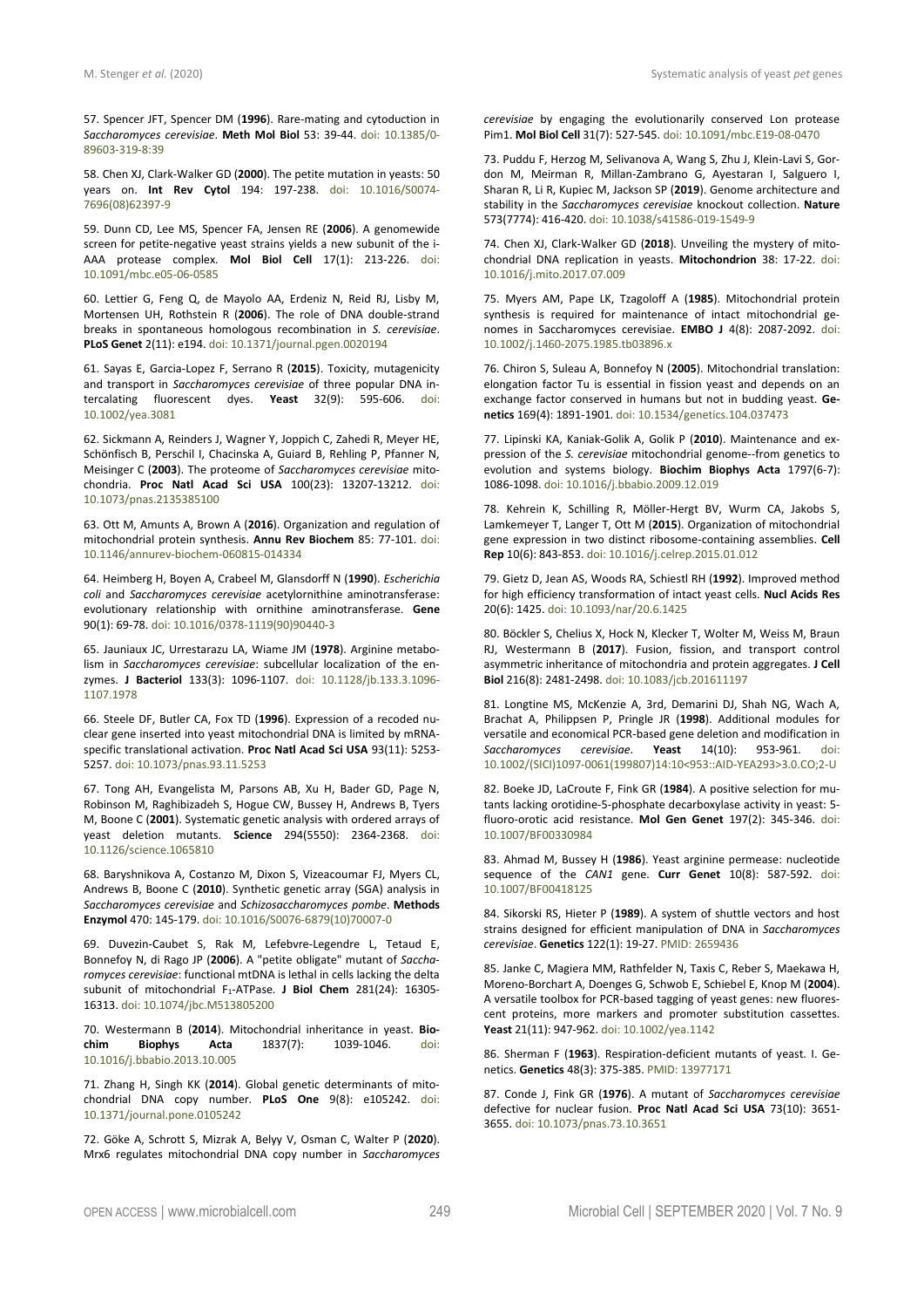57. Spencer JFT, Spencer DM (**1996**). Rare-mating and cytoduction in *Saccharomyces cerevisiae*. **Meth Mol Biol** 53: 39-44. doi: 10.1385/0-89603-319-8:39

58. Chen XJ, Clark-Walker GD (**2000**). The petite mutation in yeasts: 50 years on. **Int Rev Cytol** 194: 197-238. doi: 10.1016/S0074-7696(08)62397-9

59. Dunn CD, Lee MS, Spencer FA, Jensen RE (**2006**). A genomewide screen for petite-negative yeast strains yields a new subunit of the i-AAA protease complex. **Mol Biol Cell** 17(1): 213-226. doi: 10.1091/mbc.e05-06-0585

60. Lettier G, Feng Q, de Mayolo AA, Erdeniz N, Reid RJ, Lisby M, Mortensen UH, Rothstein R (**2006**). The role of DNA double-strand breaks in spontaneous homologous recombination in *S. cerevisiae*. **PLoS Genet** 2(11): e194. doi: 10.1371/journal.pgen.0020194

61. Sayas E, Garcia-Lopez F, Serrano R (**2015**). Toxicity, mutagenicity and transport in *Saccharomyces cerevisiae* of three popular DNA intercalating fluorescent dyes. **Yeast** 32(9): 595-606. doi: 10.1002/yea.3081

62. Sickmann A, Reinders J, Wagner Y, Joppich C, Zahedi R, Meyer HE, Schönfisch B, Perschil I, Chacinska A, Guiard B, Rehling P, Pfanner N, Meisinger C (**2003**). The proteome of *Saccharomyces cerevisiae* mitochondria. **Proc Natl Acad Sci USA** 100(23): 13207-13212. doi: 10.1073/pnas.2135385100

63. Ott M, Amunts A, Brown A (**2016**). Organization and regulation of mitochondrial protein synthesis. **Annu Rev Biochem** 85: 77-101. doi: 10.1146/annurev-biochem-060815-014334

64. Heimberg H, Boyen A, Crabeel M, Glansdorff N (**1990**). *Escherichia coli* and *Saccharomyces cerevisiae* acetylornithine aminotransferase: evolutionary relationship with ornithine aminotransferase. **Gene** 90(1): 69-78. doi: 10.1016/0378-1119(90)90440-3

65. Jauniaux JC, Urrestarazu LA, Wiame JM (**1978**). Arginine metabolism in *Saccharomyces cerevisiae*: subcellular localization of the enzymes. **J Bacteriol** 133(3): 1096-1107. doi: 10.1128/jb.133.3.1096-1107.1978

66. Steele DF, Butler CA, Fox TD (**1996**). Expression of a recoded nuclear gene inserted into yeast mitochondrial DNA is limited by mRNA-specific translational activation. **Proc Natl Acad Sci USA** 93(11): 5253-5257. doi: 10.1073/pnas.93.11.5253

67. Tong AH, Evangelista M, Parsons AB, Xu H, Bader GD, Page N, Robinson M, Raghibizadeh S, Hogue CW, Bussey H, Andrews B, Tyers M, Boone C (**2001**). Systematic genetic analysis with ordered arrays of yeast deletion mutants. **Science** 294(5550): 2364-2368. doi: 10.1126/science.1065810

68. Baryshnikova A, Costanzo M, Dixon S, Vizeacoumar FJ, Myers CL, Andrews B, Boone C (**2010**). Synthetic genetic array (SGA) analysis in *Saccharomyces cerevisiae* and *Schizosaccharomyces pombe*. **Methods Enzymol** 470: 145-179. doi: 10.1016/S0076-6879(10)70007-0

69. Duvezin-Caubet S, Rak M, Lefebvre-Legendre L, Tetaud E, Bonnefoy N, di Rago JP (**2006**). A "petite obligate" mutant of *Saccharomyces cerevisiae*: functional mtDNA is lethal in cells lacking the delta subunit of mitochondrial $F_1$-ATPase. **J Biol Chem** 281(24): 16305-16313. doi: 10.1074/jbc.M513805200

70. Westermann B (**2014**). Mitochondrial inheritance in yeast. **Biochim Biophys Acta** 1837(7): 1039-1046. doi: 10.1016/j.bbabio.2013.10.005

71. Zhang H, Singh KK (**2014**). Global genetic determinants of mitochondrial DNA copy number. **PLoS One** 9(8): e105242. doi: 10.1371/journal.pone.0105242

72. Göke A, Schrott S, Mizrak A, Belyy V, Osman C, Walter P (**2020**). Mrx6 regulates mitochondrial DNA copy number in *Saccharomyces cerevisiae* by engaging the evolutionarily conserved Lon protease Pim1. **Mol Biol Cell** 31(7): 527-545. doi: 10.1091/mbc.E19-08-0470

73. Puddu F, Herzog M, Selivanova A, Wang S, Zhu J, Klein-Lavi S, Gordon M, Meirman R, Millan-Zambrano G, Ayestaran I, Salguero I, Sharan R, Li R, Kupiec M, Jackson SP (**2019**). Genome architecture and stability in the *Saccharomyces cerevisiae* knockout collection. **Nature** 573(7774): 416-420. doi: 10.1038/s41586-019-1549-9

74. Chen XJ, Clark-Walker GD (**2018**). Unveiling the mystery of mitochondrial DNA replication in yeasts. **Mitochondrion** 38: 17-22. doi: 10.1016/j.mito.2017.07.009

75. Myers AM, Pape LK, Tzagoloff A (**1985**). Mitochondrial protein synthesis is required for maintenance of intact mitochondrial genomes in Saccharomyces cerevisiae. **EMBO J** 4(8): 2087-2092. doi: 10.1002/j.1460-2075.1985.tb03896.x

76. Chiron S, Suleau A, Bonnefoy N (**2005**). Mitochondrial translation: elongation factor Tu is essential in fission yeast and depends on an exchange factor conserved in humans but not in budding yeast. **Genetics** 169(4): 1891-1901. doi: 10.1534/genetics.104.037473

77. Lipinski KA, Kaniak-Golik A, Golik P (**2010**). Maintenance and expression of the *S. cerevisiae* mitochondrial genome--from genetics to evolution and systems biology. **Biochim Biophys Acta** 1797(6-7): 1086-1098. doi: 10.1016/j.bbabio.2009.12.019

78. Kehrein K, Schilling R, Möller-Hergt BV, Wurm CA, Jakobs S, Lamkemeyer T, Langer T, Ott M (**2015**). Organization of mitochondrial gene expression in two distinct ribosome-containing assemblies. **Cell Rep** 10(6): 843-853. doi: 10.1016/j.celrep.2015.01.012

79. Gietz D, Jean AS, Woods RA, Schiestl RH (**1992**). Improved method for high efficiency transformation of intact yeast cells. **Nucl Acids Res** 20(6): 1425. doi: 10.1093/nar/20.6.1425

80. Böckler S, Chelius X, Hock N, Klecker T, Wolter M, Weiss M, Braun RJ, Westermann B (**2017**). Fusion, fission, and transport control asymmetric inheritance of mitochondria and protein aggregates. **J Cell Biol** 216(8): 2481-2498. doi: 10.1083/jcb.201611197

81. Longtine MS, McKenzie A, 3rd, Demarini DJ, Shah NG, Wach A, Brachat A, Philippsen P, Pringle JR (**1998**). Additional modules for versatile and economical PCR-based gene deletion and modification in *Saccharomyces cerevisiae*. **Yeast** 14(10): 953-961. doi: 10.1002/(SICI)1097-0061(199807)14:10<953::AID-YEA293>3.0.CO;2-U

82. Boeke JD, LaCroute F, Fink GR (**1984**). A positive selection for mutants lacking orotidine-5-phosphate decarboxylase activity in yeast: 5-fluoro-orotic acid resistance. **Mol Gen Genet** 197(2): 345-346. doi: 10.1007/BF00330984

83. Ahmad M, Bussey H (**1986**). Yeast arginine permease: nucleotide sequence of the *CAN1* gene. **Curr Genet** 10(8): 587-592. doi: 10.1007/BF00418125

84. Sikorski RS, Hieter P (**1989**). A system of shuttle vectors and host strains designed for efficient manipulation of DNA in *Saccharomyces cerevisiae*. **Genetics** 122(1): 19-27. PMID: 2659436

85. Janke C, Magiera MM, Rathfelder N, Taxis C, Reber S, Maekawa H, Moreno-Borchart A, Doenges G, Schwob E, Schiebel E, Knop M (**2004**). A versatile toolbox for PCR-based tagging of yeast genes: new fluorescent proteins, more markers and promoter substitution cassettes. **Yeast** 21(11): 947-962. doi: 10.1002/yea.1142

86. Sherman F (**1963**). Respiration-deficient mutants of yeast. I. Genetics. **Genetics** 48(3): 375-385. PMID: 13977171

87. Conde J, Fink GR (**1976**). A mutant of *Saccharomyces cerevisiae* defective for nuclear fusion. **Proc Natl Acad Sci USA** 73(10): 3651-3655. doi: 10.1073/pnas.73.10.3651